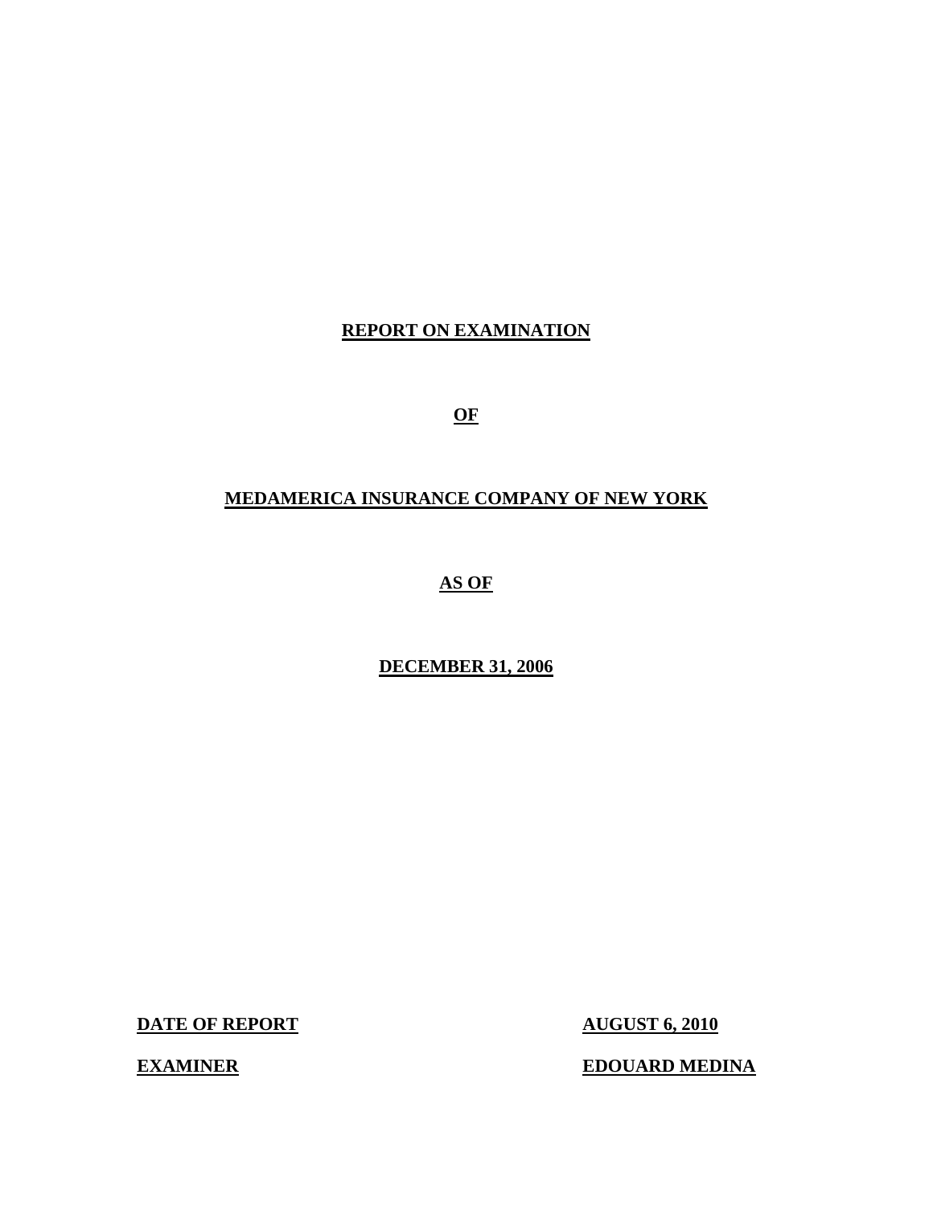# REPORT ON EXAMINATION

## OF

## MEDAMERICA INSURANCE COMPANY OF NEW YORK

## AS OF

## DECEMBER 31, 2006

**DATE OF REPORT** **AUGUST 6, 2010**

**EXAMINER** **EDOUARD MEDINA**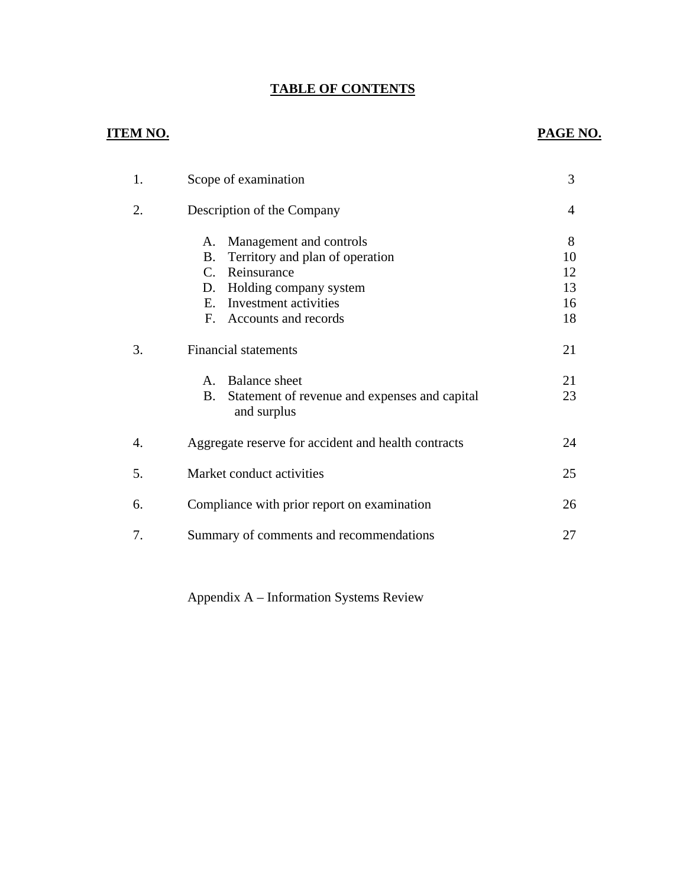# TABLE OF CONTENTS

| ITEM NO. | | PAGE NO. |
|---|---|---|
| 1. | Scope of examination | 3 |
| 2. | Description of the Company | 4 |
| | A. Management and controls | 8 |
| | B. Territory and plan of operation | 10 |
| | C. Reinsurance | 12 |
| | D. Holding company system | 13 |
| | E. Investment activities | 16 |
| | F. Accounts and records | 18 |
| 3. | Financial statements | 21 |
| | A. Balance sheet | 21 |
| | B. Statement of revenue and expenses and capital and surplus | 23 |
| 4. | Aggregate reserve for accident and health contracts | 24 |
| 5. | Market conduct activities | 25 |
| 6. | Compliance with prior report on examination | 26 |
| 7. | Summary of comments and recommendations | 27 |

Appendix A – Information Systems Review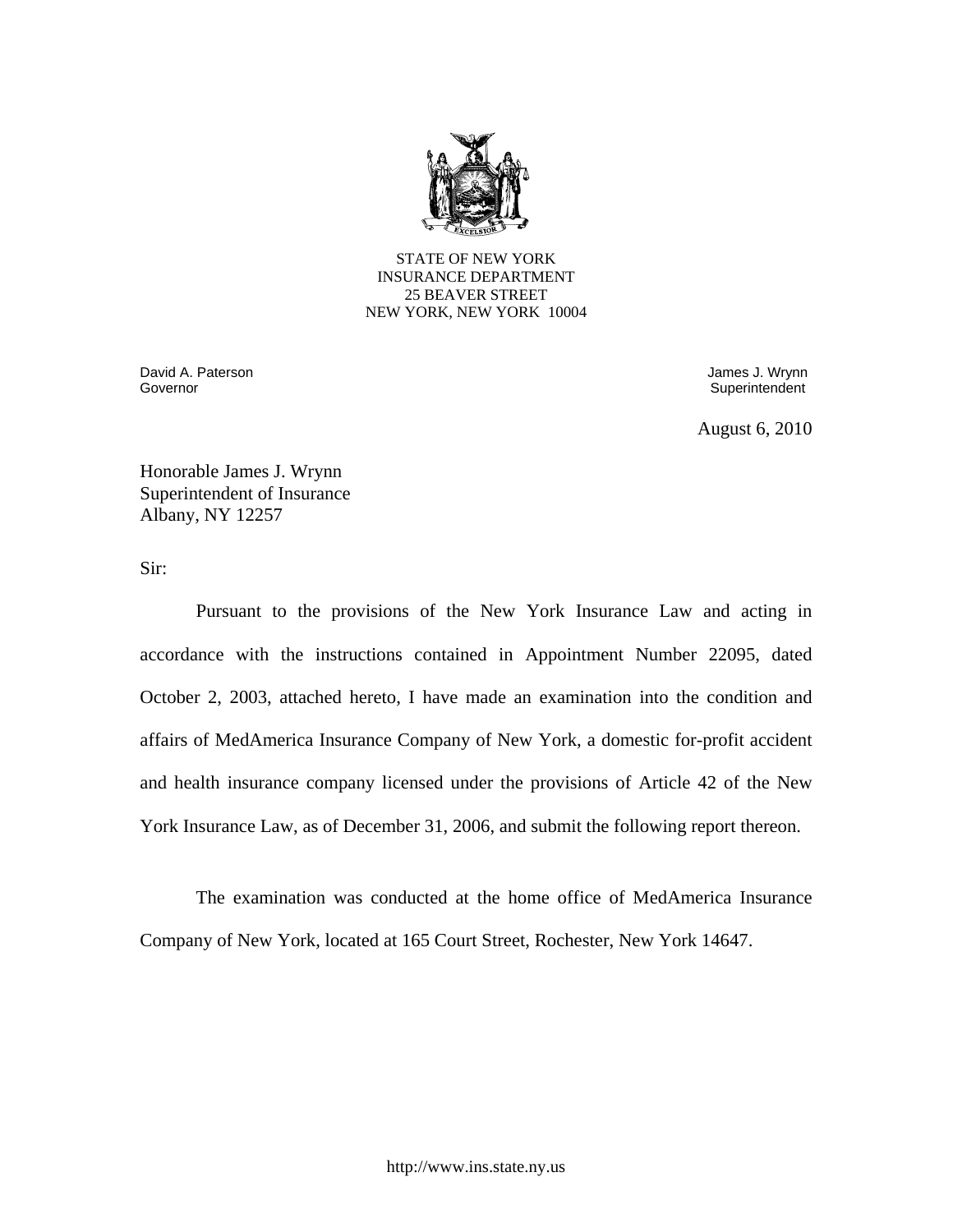STATE OF NEW YORK
INSURANCE DEPARTMENT
25 BEAVER STREET
NEW YORK, NEW YORK 10004

David A. Paterson
Governor

James J. Wrynn
Superintendent

August 6, 2010

Honorable James J. Wrynn
Superintendent of Insurance
Albany, NY 12257

Sir:

Pursuant to the provisions of the New York Insurance Law and acting in accordance with the instructions contained in Appointment Number 22095, dated October 2, 2003, attached hereto, I have made an examination into the condition and affairs of MedAmerica Insurance Company of New York, a domestic for-profit accident and health insurance company licensed under the provisions of Article 42 of the New York Insurance Law, as of December 31, 2006, and submit the following report thereon.

The examination was conducted at the home office of MedAmerica Insurance Company of New York, located at 165 Court Street, Rochester, New York 14647.

http://www.ins.state.ny.us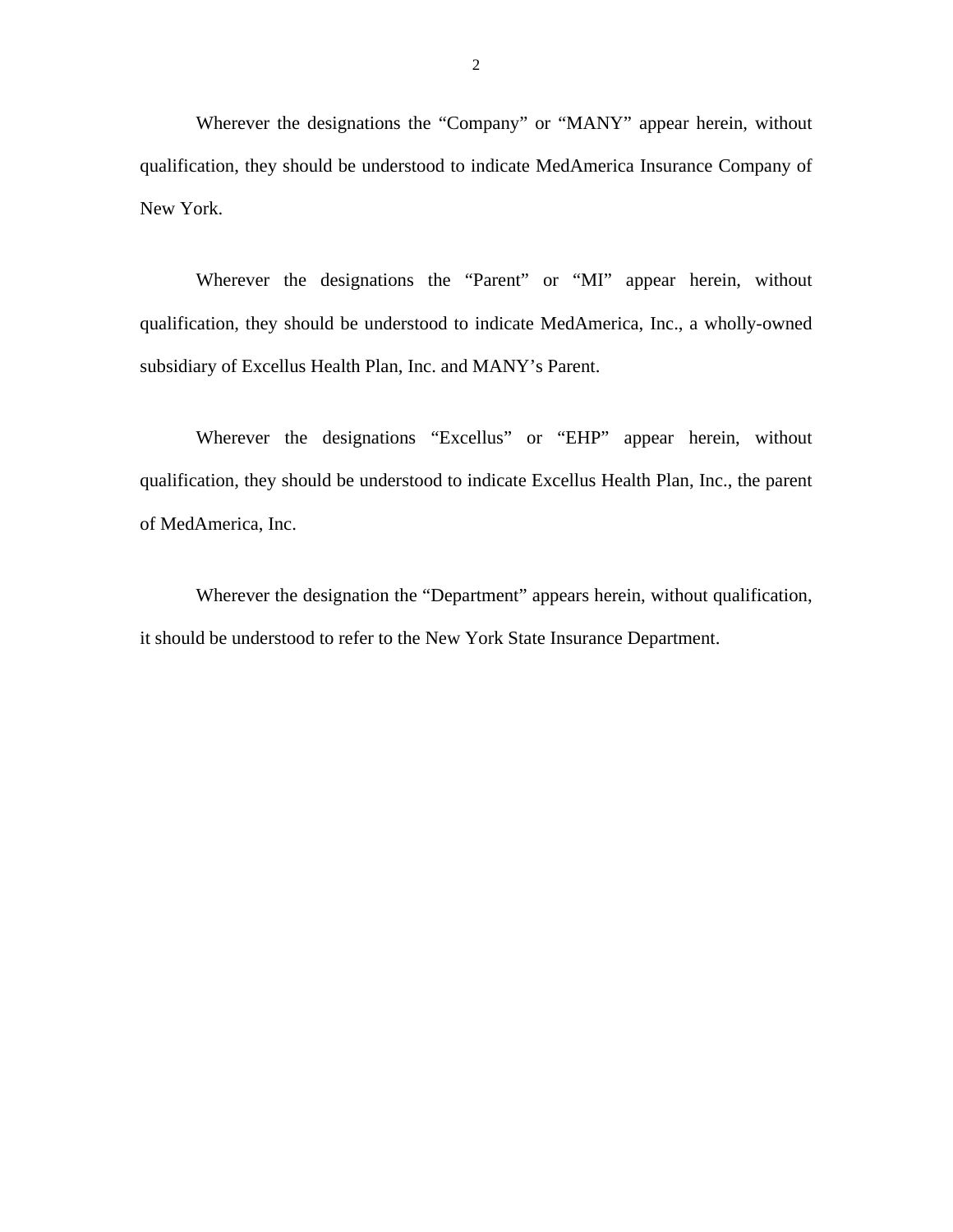Wherever the designations the "Company" or "MANY" appear herein, without qualification, they should be understood to indicate MedAmerica Insurance Company of New York.

Wherever the designations the "Parent" or "MI" appear herein, without qualification, they should be understood to indicate MedAmerica, Inc., a wholly-owned subsidiary of Excellus Health Plan, Inc. and MANY's Parent.

Wherever the designations "Excellus" or "EHP" appear herein, without qualification, they should be understood to indicate Excellus Health Plan, Inc., the parent of MedAmerica, Inc.

Wherever the designation the "Department" appears herein, without qualification, it should be understood to refer to the New York State Insurance Department.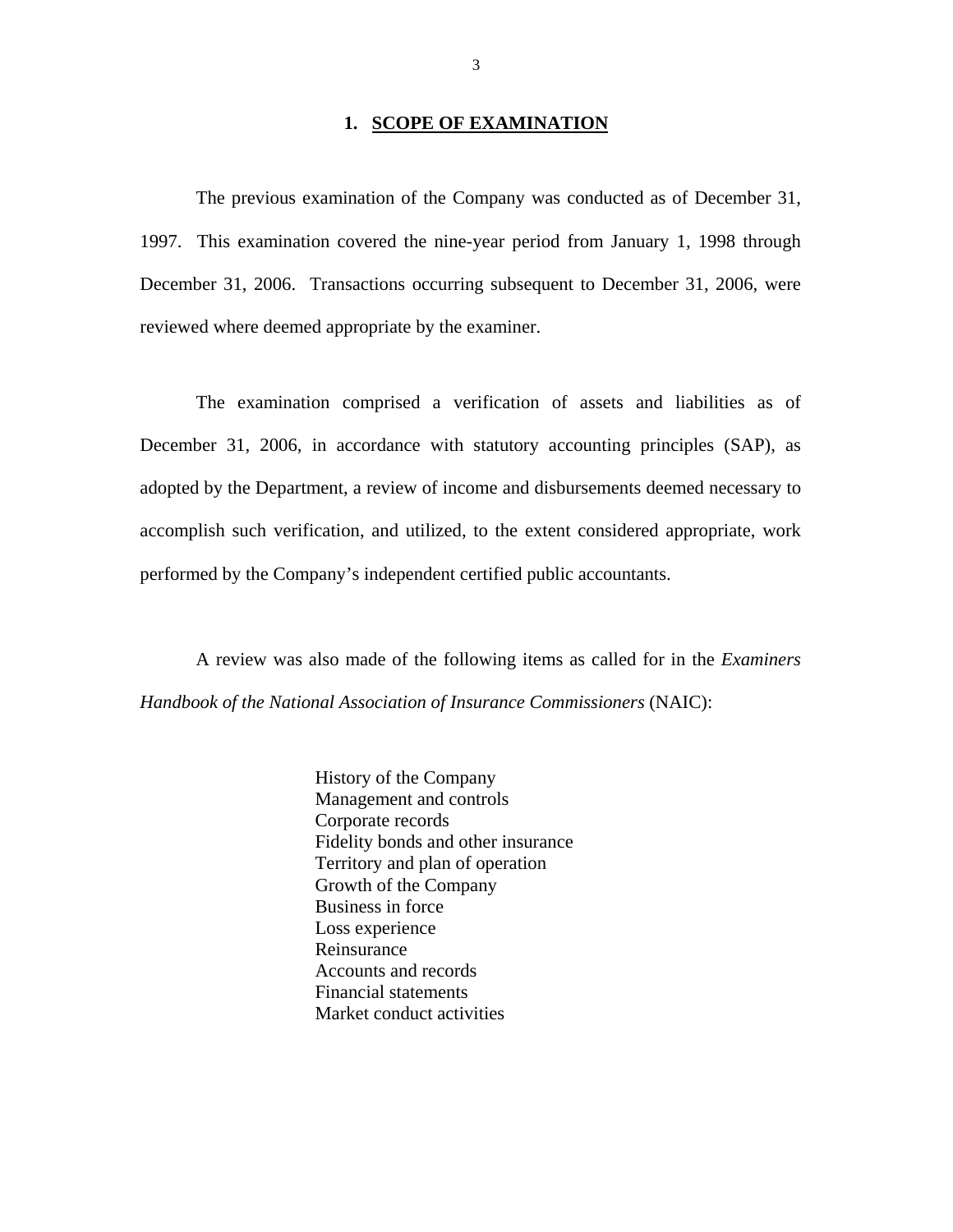## 1. SCOPE OF EXAMINATION

The previous examination of the Company was conducted as of December 31, 1997. This examination covered the nine-year period from January 1, 1998 through December 31, 2006. Transactions occurring subsequent to December 31, 2006, were reviewed where deemed appropriate by the examiner.

The examination comprised a verification of assets and liabilities as of December 31, 2006, in accordance with statutory accounting principles (SAP), as adopted by the Department, a review of income and disbursements deemed necessary to accomplish such verification, and utilized, to the extent considered appropriate, work performed by the Company's independent certified public accountants.

A review was also made of the following items as called for in the *Examiners Handbook of the National Association of Insurance Commissioners* (NAIC):

- History of the Company
- Management and controls
- Corporate records
- Fidelity bonds and other insurance
- Territory and plan of operation
- Growth of the Company
- Business in force
- Loss experience
- Reinsurance
- Accounts and records
- Financial statements
- Market conduct activities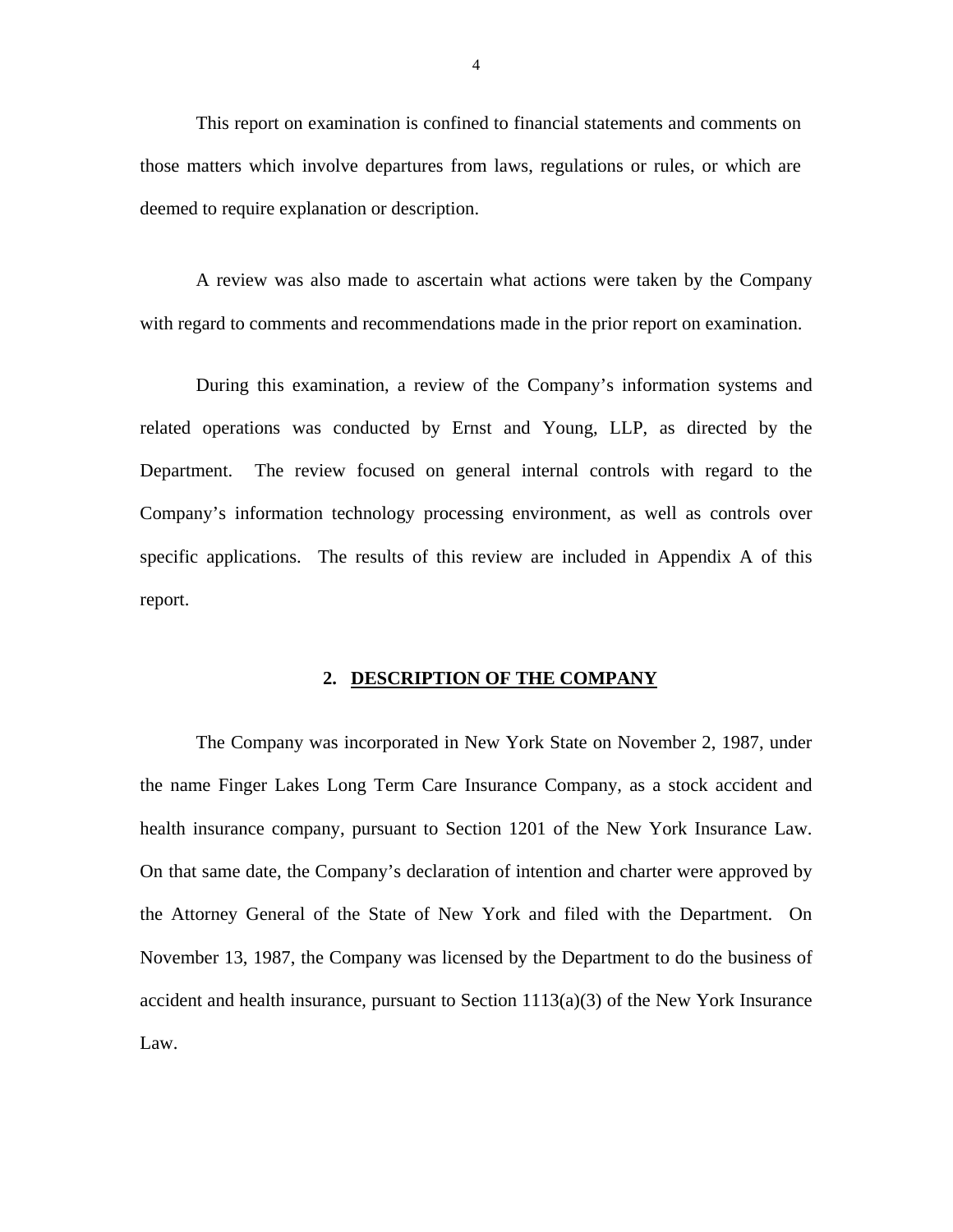This report on examination is confined to financial statements and comments on those matters which involve departures from laws, regulations or rules, or which are deemed to require explanation or description.

A review was also made to ascertain what actions were taken by the Company with regard to comments and recommendations made in the prior report on examination.

During this examination, a review of the Company's information systems and related operations was conducted by Ernst and Young, LLP, as directed by the Department. The review focused on general internal controls with regard to the Company's information technology processing environment, as well as controls over specific applications. The results of this review are included in Appendix A of this report.

## 2. DESCRIPTION OF THE COMPANY

The Company was incorporated in New York State on November 2, 1987, under the name Finger Lakes Long Term Care Insurance Company, as a stock accident and health insurance company, pursuant to Section 1201 of the New York Insurance Law. On that same date, the Company's declaration of intention and charter were approved by the Attorney General of the State of New York and filed with the Department. On November 13, 1987, the Company was licensed by the Department to do the business of accident and health insurance, pursuant to Section 1113(a)(3) of the New York Insurance Law.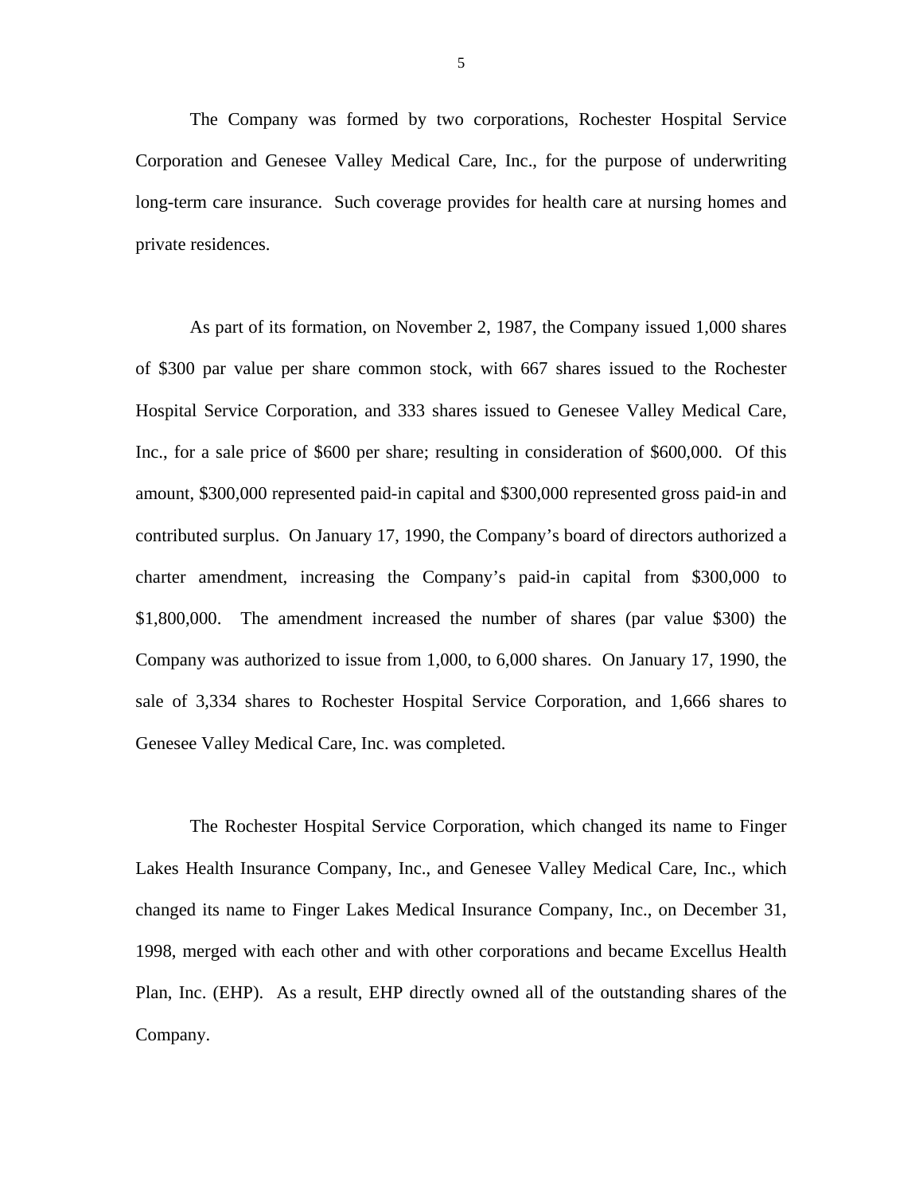The Company was formed by two corporations, Rochester Hospital Service Corporation and Genesee Valley Medical Care, Inc., for the purpose of underwriting long-term care insurance. Such coverage provides for health care at nursing homes and private residences.

As part of its formation, on November 2, 1987, the Company issued 1,000 shares of $300 par value per share common stock, with 667 shares issued to the Rochester Hospital Service Corporation, and 333 shares issued to Genesee Valley Medical Care, Inc., for a sale price of $600 per share; resulting in consideration of $600,000. Of this amount, $300,000 represented paid-in capital and $300,000 represented gross paid-in and contributed surplus. On January 17, 1990, the Company's board of directors authorized a charter amendment, increasing the Company's paid-in capital from $300,000 to $1,800,000. The amendment increased the number of shares (par value $300) the Company was authorized to issue from 1,000, to 6,000 shares. On January 17, 1990, the sale of 3,334 shares to Rochester Hospital Service Corporation, and 1,666 shares to Genesee Valley Medical Care, Inc. was completed.

The Rochester Hospital Service Corporation, which changed its name to Finger Lakes Health Insurance Company, Inc., and Genesee Valley Medical Care, Inc., which changed its name to Finger Lakes Medical Insurance Company, Inc., on December 31, 1998, merged with each other and with other corporations and became Excellus Health Plan, Inc. (EHP). As a result, EHP directly owned all of the outstanding shares of the Company.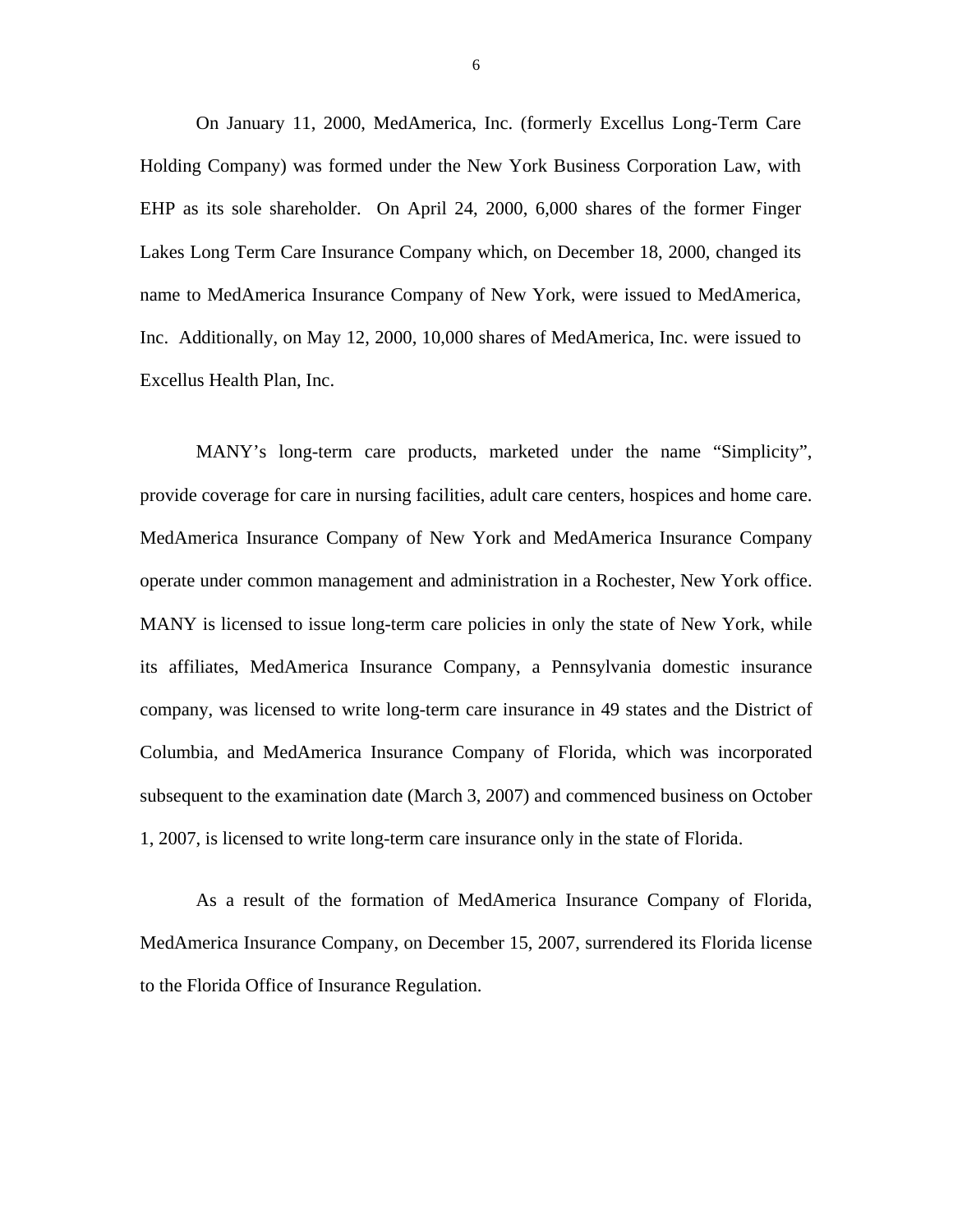On January 11, 2000, MedAmerica, Inc. (formerly Excellus Long-Term Care Holding Company) was formed under the New York Business Corporation Law, with EHP as its sole shareholder. On April 24, 2000, 6,000 shares of the former Finger Lakes Long Term Care Insurance Company which, on December 18, 2000, changed its name to MedAmerica Insurance Company of New York, were issued to MedAmerica, Inc. Additionally, on May 12, 2000, 10,000 shares of MedAmerica, Inc. were issued to Excellus Health Plan, Inc.

MANY's long-term care products, marketed under the name "Simplicity", provide coverage for care in nursing facilities, adult care centers, hospices and home care. MedAmerica Insurance Company of New York and MedAmerica Insurance Company operate under common management and administration in a Rochester, New York office. MANY is licensed to issue long-term care policies in only the state of New York, while its affiliates, MedAmerica Insurance Company, a Pennsylvania domestic insurance company, was licensed to write long-term care insurance in 49 states and the District of Columbia, and MedAmerica Insurance Company of Florida, which was incorporated subsequent to the examination date (March 3, 2007) and commenced business on October 1, 2007, is licensed to write long-term care insurance only in the state of Florida.

As a result of the formation of MedAmerica Insurance Company of Florida, MedAmerica Insurance Company, on December 15, 2007, surrendered its Florida license to the Florida Office of Insurance Regulation.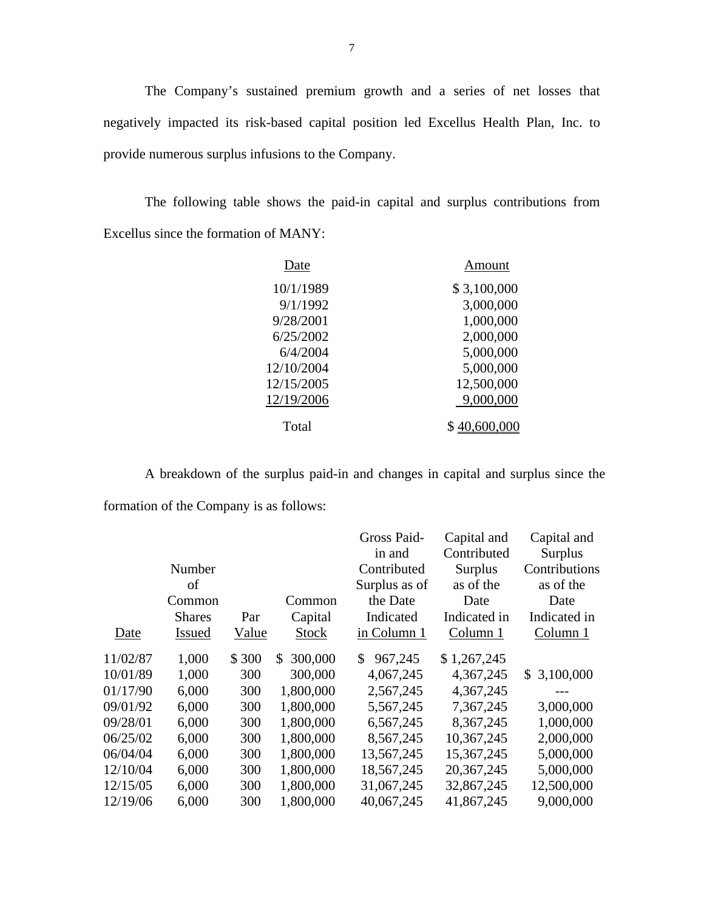The Company's sustained premium growth and a series of net losses that negatively impacted its risk-based capital position led Excellus Health Plan, Inc. to provide numerous surplus infusions to the Company.

The following table shows the paid-in capital and surplus contributions from Excellus since the formation of MANY:

| Date | Amount |
|---|---|
| 10/1/1989 | $ 3,100,000 |
| 9/1/1992 | 3,000,000 |
| 9/28/2001 | 1,000,000 |
| 6/25/2002 | 2,000,000 |
| 6/4/2004 | 5,000,000 |
| 12/10/2004 | 5,000,000 |
| 12/15/2005 | 12,500,000 |
| 12/19/2006 | 9,000,000 |
| Total | $ 40,600,000 |

A breakdown of the surplus paid-in and changes in capital and surplus since the formation of the Company is as follows:

| Date | Number of Common Shares Issued | Par Value | Common Capital Stock | Gross Paid-in and Contributed Surplus as of the Date Indicated in Column 1 | Capital and Contributed Surplus as of the Date Indicated in Column 1 | Capital and Surplus Contributions as of the Date Indicated in Column 1 |
|---|---|---|---|---|---|---|
| 11/02/87 | 1,000 | $ 300 | $ 300,000 | $ 967,245 | $ 1,267,245 | |
| 10/01/89 | 1,000 | 300 | 300,000 | 4,067,245 | 4,367,245 | $ 3,100,000 |
| 01/17/90 | 6,000 | 300 | 1,800,000 | 2,567,245 | 4,367,245 | --- |
| 09/01/92 | 6,000 | 300 | 1,800,000 | 5,567,245 | 7,367,245 | 3,000,000 |
| 09/28/01 | 6,000 | 300 | 1,800,000 | 6,567,245 | 8,367,245 | 1,000,000 |
| 06/25/02 | 6,000 | 300 | 1,800,000 | 8,567,245 | 10,367,245 | 2,000,000 |
| 06/04/04 | 6,000 | 300 | 1,800,000 | 13,567,245 | 15,367,245 | 5,000,000 |
| 12/10/04 | 6,000 | 300 | 1,800,000 | 18,567,245 | 20,367,245 | 5,000,000 |
| 12/15/05 | 6,000 | 300 | 1,800,000 | 31,067,245 | 32,867,245 | 12,500,000 |
| 12/19/06 | 6,000 | 300 | 1,800,000 | 40,067,245 | 41,867,245 | 9,000,000 |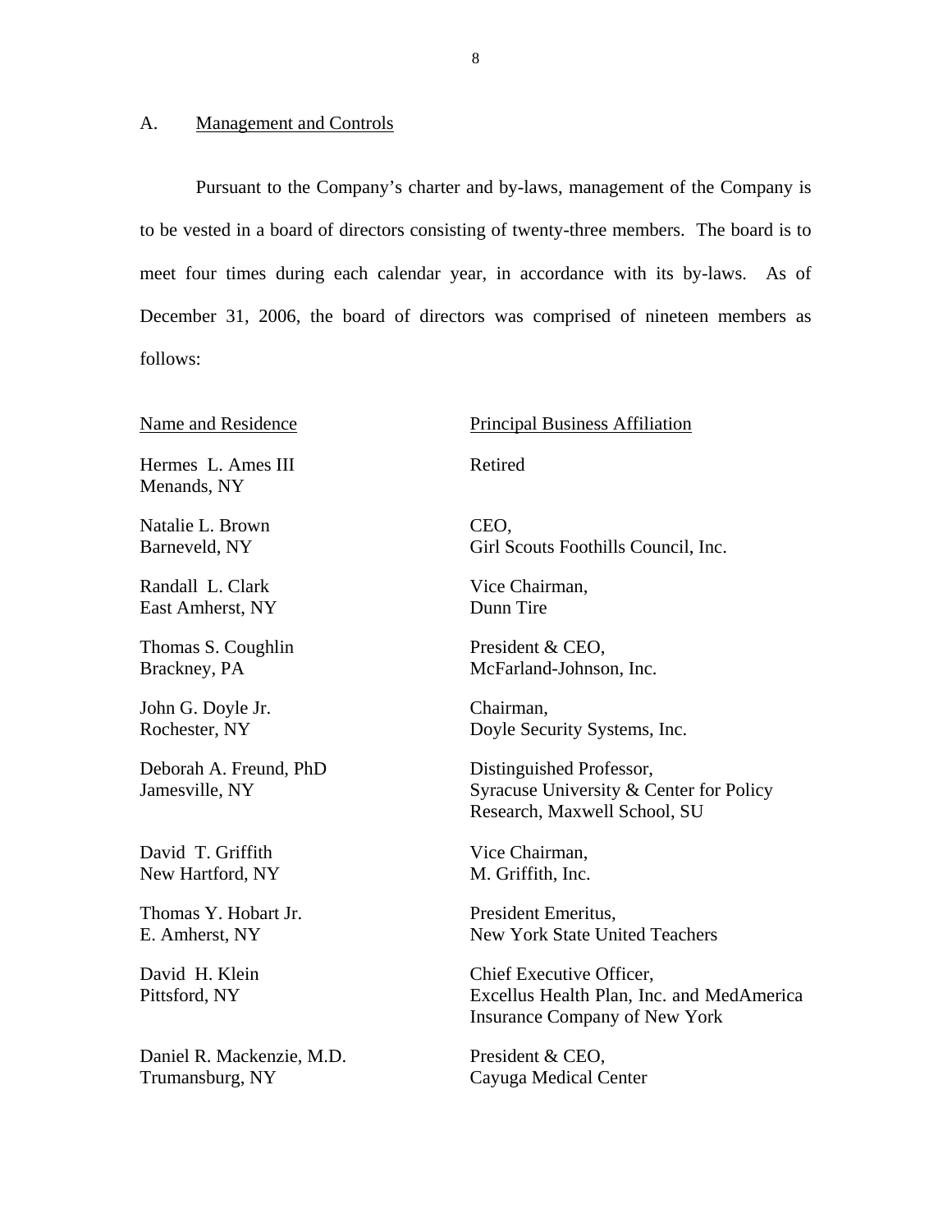## A. Management and Controls

Pursuant to the Company's charter and by-laws, management of the Company is to be vested in a board of directors consisting of twenty-three members. The board is to meet four times during each calendar year, in accordance with its by-laws. As of December 31, 2006, the board of directors was comprised of nineteen members as follows:

| Name and Residence | Principal Business Affiliation |
|---|---|
| Hermes L. Ames III<br>Menands, NY | Retired |
| Natalie L. Brown<br>Barneveld, NY | CEO,<br>Girl Scouts Foothills Council, Inc. |
| Randall L. Clark<br>East Amherst, NY | Vice Chairman,<br>Dunn Tire |
| Thomas S. Coughlin<br>Brackney, PA | President & CEO,<br>McFarland-Johnson, Inc. |
| John G. Doyle Jr.<br>Rochester, NY | Chairman,<br>Doyle Security Systems, Inc. |
| Deborah A. Freund, PhD<br>Jamesville, NY | Distinguished Professor,<br>Syracuse University & Center for Policy Research, Maxwell School, SU |
| David T. Griffith<br>New Hartford, NY | Vice Chairman,<br>M. Griffith, Inc. |
| Thomas Y. Hobart Jr.<br>E. Amherst, NY | President Emeritus,<br>New York State United Teachers |
| David H. Klein<br>Pittsford, NY | Chief Executive Officer,<br>Excellus Health Plan, Inc. and MedAmerica Insurance Company of New York |
| Daniel R. Mackenzie, M.D.<br>Trumansburg, NY | President & CEO,<br>Cayuga Medical Center |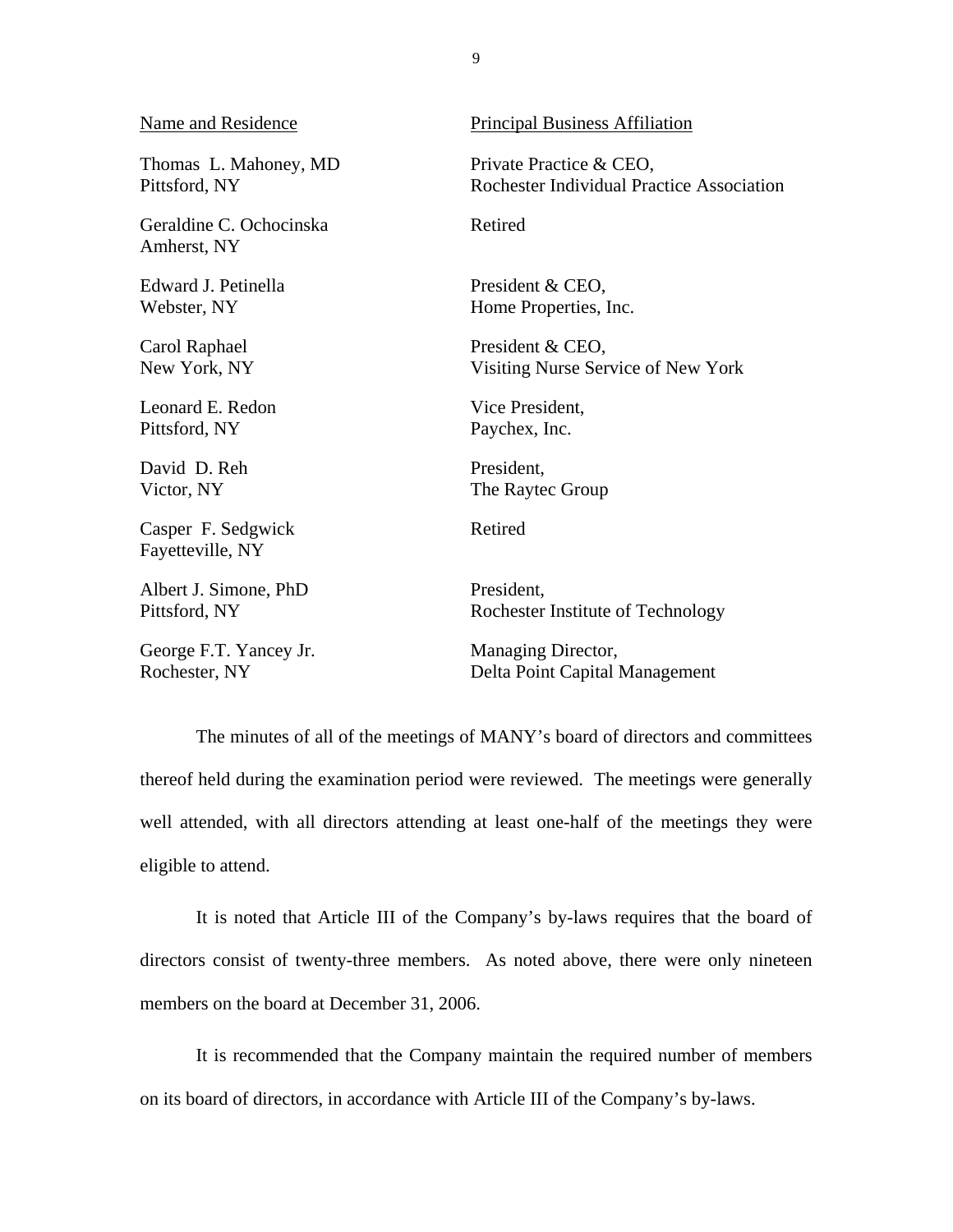| Name and Residence | Principal Business Affiliation |
| --- | --- |
| Thomas L. Mahoney, MD<br>Pittsford, NY | Private Practice & CEO,<br>Rochester Individual Practice Association |
| Geraldine C. Ochocinska<br>Amherst, NY | Retired |
| Edward J. Petinella<br>Webster, NY | President & CEO,<br>Home Properties, Inc. |
| Carol Raphael<br>New York, NY | President & CEO,<br>Visiting Nurse Service of New York |
| Leonard E. Redon<br>Pittsford, NY | Vice President,<br>Paychex, Inc. |
| David D. Reh<br>Victor, NY | President,<br>The Raytec Group |
| Casper F. Sedgwick<br>Fayetteville, NY | Retired |
| Albert J. Simone, PhD<br>Pittsford, NY | President,<br>Rochester Institute of Technology |
| George F.T. Yancey Jr.<br>Rochester, NY | Managing Director,<br>Delta Point Capital Management |

The minutes of all of the meetings of MANY's board of directors and committees thereof held during the examination period were reviewed. The meetings were generally well attended, with all directors attending at least one-half of the meetings they were eligible to attend.

It is noted that Article III of the Company's by-laws requires that the board of directors consist of twenty-three members. As noted above, there were only nineteen members on the board at December 31, 2006.

It is recommended that the Company maintain the required number of members on its board of directors, in accordance with Article III of the Company's by-laws.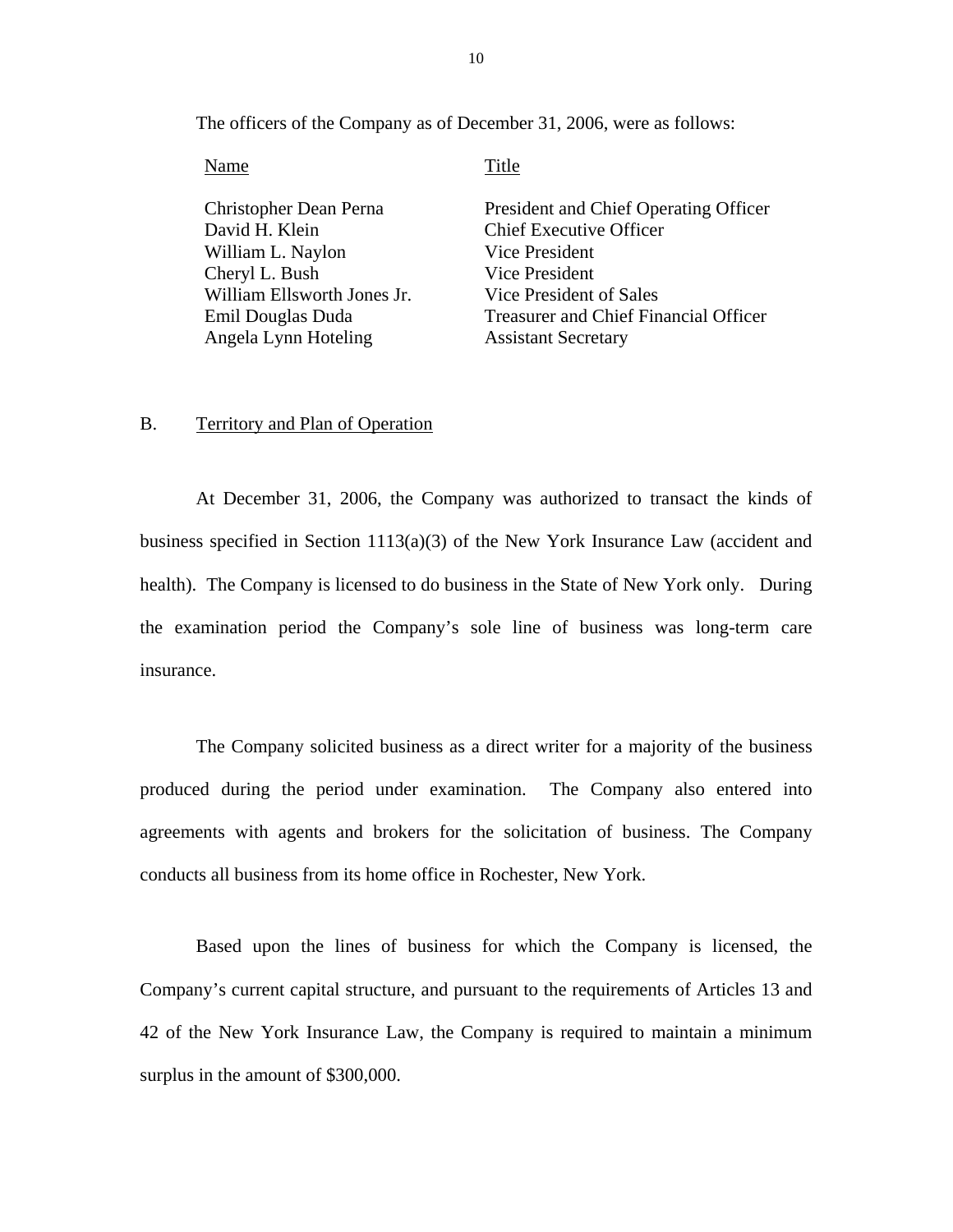The officers of the Company as of December 31, 2006, were as follows:

| Name | Title |
|---|---|
| Christopher Dean Perna | President and Chief Operating Officer |
| David H. Klein | Chief Executive Officer |
| William L. Naylon | Vice President |
| Cheryl L. Bush | Vice President |
| William Ellsworth Jones Jr. | Vice President of Sales |
| Emil Douglas Duda | Treasurer and Chief Financial Officer |
| Angela Lynn Hoteling | Assistant Secretary |

## B. Territory and Plan of Operation

At December 31, 2006, the Company was authorized to transact the kinds of business specified in Section 1113(a)(3) of the New York Insurance Law (accident and health). The Company is licensed to do business in the State of New York only. During the examination period the Company's sole line of business was long-term care insurance.

The Company solicited business as a direct writer for a majority of the business produced during the period under examination. The Company also entered into agreements with agents and brokers for the solicitation of business. The Company conducts all business from its home office in Rochester, New York.

Based upon the lines of business for which the Company is licensed, the Company's current capital structure, and pursuant to the requirements of Articles 13 and 42 of the New York Insurance Law, the Company is required to maintain a minimum surplus in the amount of $300,000.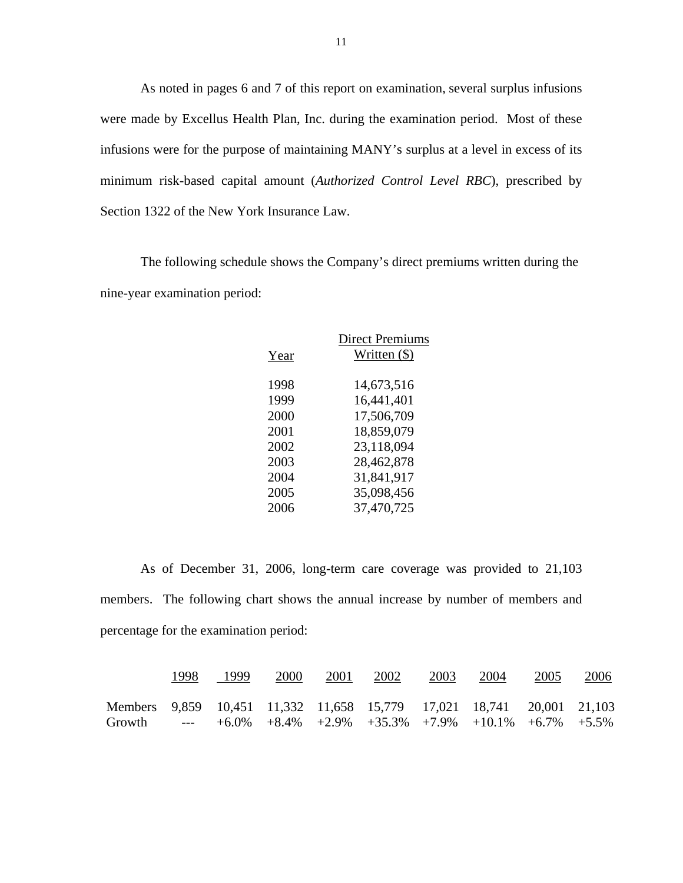As noted in pages 6 and 7 of this report on examination, several surplus infusions were made by Excellus Health Plan, Inc. during the examination period. Most of these infusions were for the purpose of maintaining MANY's surplus at a level in excess of its minimum risk-based capital amount (*Authorized Control Level RBC*), prescribed by Section 1322 of the New York Insurance Law.

The following schedule shows the Company's direct premiums written during the nine-year examination period:

| Year | Direct Premiums Written ($) |
|---|---|
| 1998 | 14,673,516 |
| 1999 | 16,441,401 |
| 2000 | 17,506,709 |
| 2001 | 18,859,079 |
| 2002 | 23,118,094 |
| 2003 | 28,462,878 |
| 2004 | 31,841,917 |
| 2005 | 35,098,456 |
| 2006 | 37,470,725 |

As of December 31, 2006, long-term care coverage was provided to 21,103 members. The following chart shows the annual increase by number of members and percentage for the examination period:

| | 1998 | 1999 | 2000 | 2001 | 2002 | 2003 | 2004 | 2005 | 2006 |
|---|---|---|---|---|---|---|---|---|---|
| Members | 9,859 | 10,451 | 11,332 | 11,658 | 15,779 | 17,021 | 18,741 | 20,001 | 21,103 |
| Growth | --- | +6.0% | +8.4% | +2.9% | +35.3% | +7.9% | +10.1% | +6.7% | +5.5% |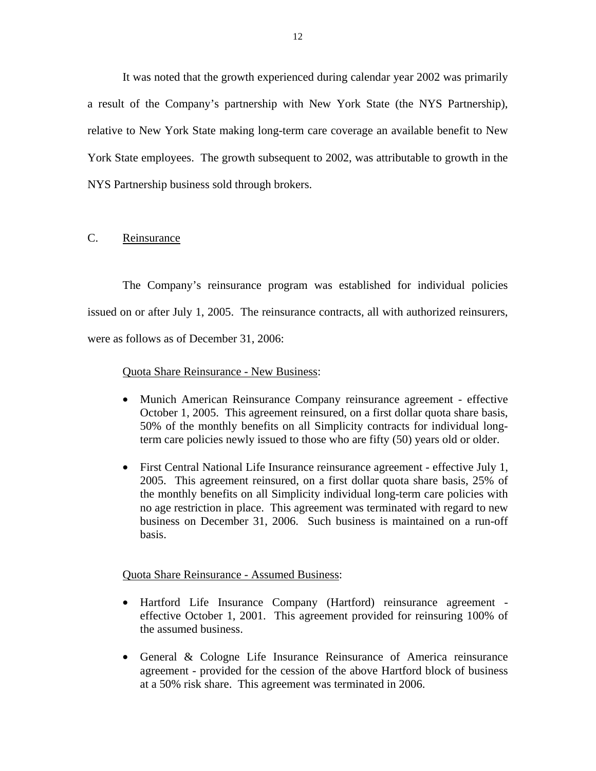It was noted that the growth experienced during calendar year 2002 was primarily a result of the Company's partnership with New York State (the NYS Partnership), relative to New York State making long-term care coverage an available benefit to New York State employees. The growth subsequent to 2002, was attributable to growth in the NYS Partnership business sold through brokers.

## C. Reinsurance

The Company's reinsurance program was established for individual policies issued on or after July 1, 2005. The reinsurance contracts, all with authorized reinsurers, were as follows as of December 31, 2006:

Quota Share Reinsurance - New Business:

- Munich American Reinsurance Company reinsurance agreement - effective October 1, 2005. This agreement reinsured, on a first dollar quota share basis, 50% of the monthly benefits on all Simplicity contracts for individual long-term care policies newly issued to those who are fifty (50) years old or older.
- First Central National Life Insurance reinsurance agreement - effective July 1, 2005. This agreement reinsured, on a first dollar quota share basis, 25% of the monthly benefits on all Simplicity individual long-term care policies with no age restriction in place. This agreement was terminated with regard to new business on December 31, 2006. Such business is maintained on a run-off basis.

Quota Share Reinsurance - Assumed Business:

- Hartford Life Insurance Company (Hartford) reinsurance agreement - effective October 1, 2001. This agreement provided for reinsuring 100% of the assumed business.
- General & Cologne Life Insurance Reinsurance of America reinsurance agreement - provided for the cession of the above Hartford block of business at a 50% risk share. This agreement was terminated in 2006.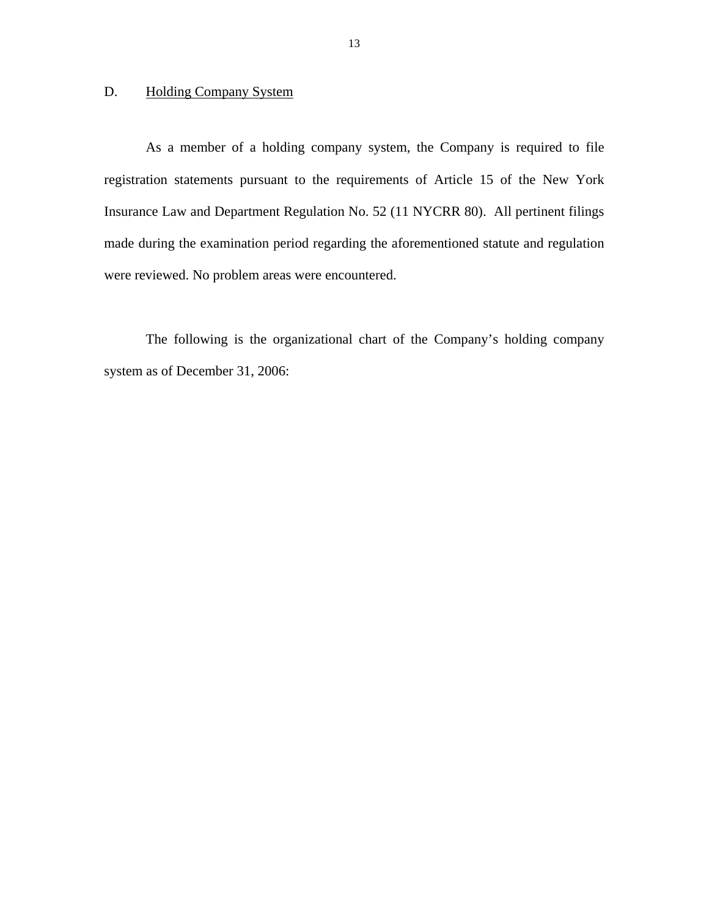## D. Holding Company System

As a member of a holding company system, the Company is required to file registration statements pursuant to the requirements of Article 15 of the New York Insurance Law and Department Regulation No. 52 (11 NYCRR 80). All pertinent filings made during the examination period regarding the aforementioned statute and regulation were reviewed. No problem areas were encountered.

The following is the organizational chart of the Company's holding company system as of December 31, 2006: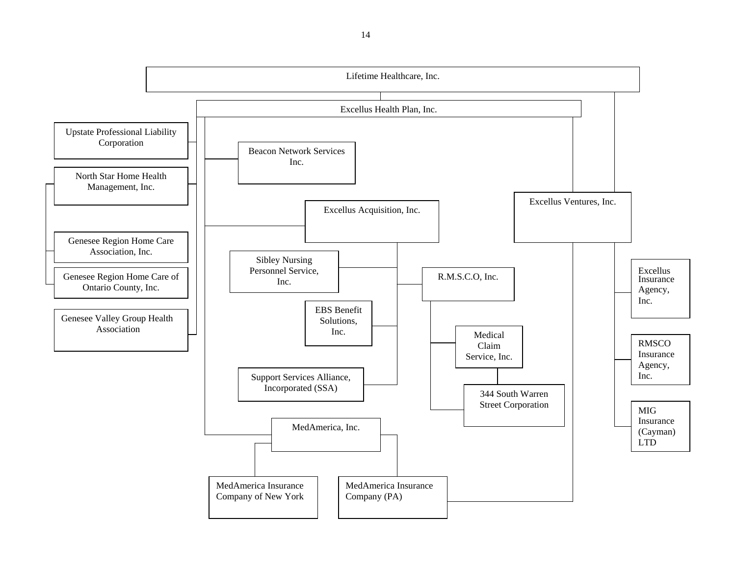Lifetime Healthcare, Inc.

Excellus Health Plan, Inc.

Upstate Professional Liability Corporation

North Star Home Health Management, Inc.

Genesee Region Home Care Association, Inc.

Genesee Region Home Care of Ontario County, Inc.

Genesee Valley Group Health Association

Beacon Network Services Inc.

Excellus Acquisition, Inc.

Excellus Ventures, Inc.

Sibley Nursing Personnel Service, Inc.

R.M.S.C.O, Inc.

EBS Benefit Solutions, Inc.

Medical Claim Service, Inc.

Support Services Alliance, Incorporated (SSA)

344 South Warren Street Corporation

MedAmerica, Inc.

MedAmerica Insurance Company of New York

MedAmerica Insurance Company (PA)

Excellus Insurance Agency, Inc.

RMSCO Insurance Agency, Inc.

MIG Insurance (Cayman) LTD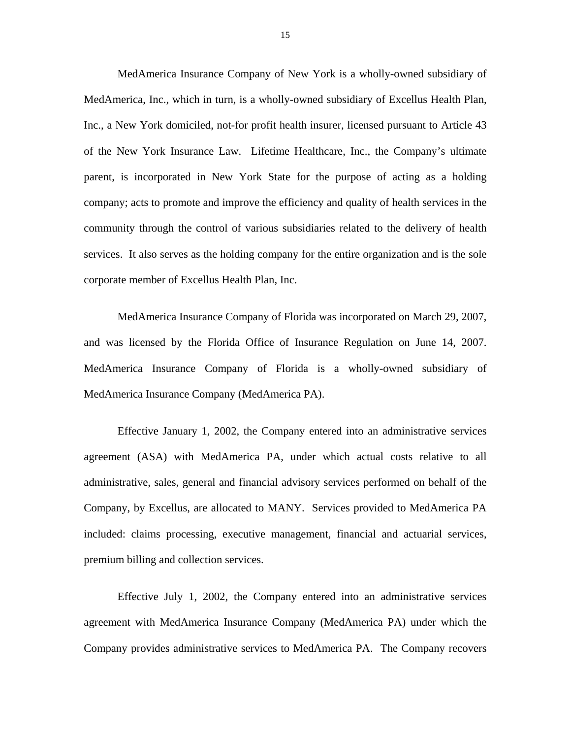MedAmerica Insurance Company of New York is a wholly-owned subsidiary of MedAmerica, Inc., which in turn, is a wholly-owned subsidiary of Excellus Health Plan, Inc., a New York domiciled, not-for profit health insurer, licensed pursuant to Article 43 of the New York Insurance Law. Lifetime Healthcare, Inc., the Company's ultimate parent, is incorporated in New York State for the purpose of acting as a holding company; acts to promote and improve the efficiency and quality of health services in the community through the control of various subsidiaries related to the delivery of health services. It also serves as the holding company for the entire organization and is the sole corporate member of Excellus Health Plan, Inc.

MedAmerica Insurance Company of Florida was incorporated on March 29, 2007, and was licensed by the Florida Office of Insurance Regulation on June 14, 2007. MedAmerica Insurance Company of Florida is a wholly-owned subsidiary of MedAmerica Insurance Company (MedAmerica PA).

Effective January 1, 2002, the Company entered into an administrative services agreement (ASA) with MedAmerica PA, under which actual costs relative to all administrative, sales, general and financial advisory services performed on behalf of the Company, by Excellus, are allocated to MANY. Services provided to MedAmerica PA included: claims processing, executive management, financial and actuarial services, premium billing and collection services.

Effective July 1, 2002, the Company entered into an administrative services agreement with MedAmerica Insurance Company (MedAmerica PA) under which the Company provides administrative services to MedAmerica PA. The Company recovers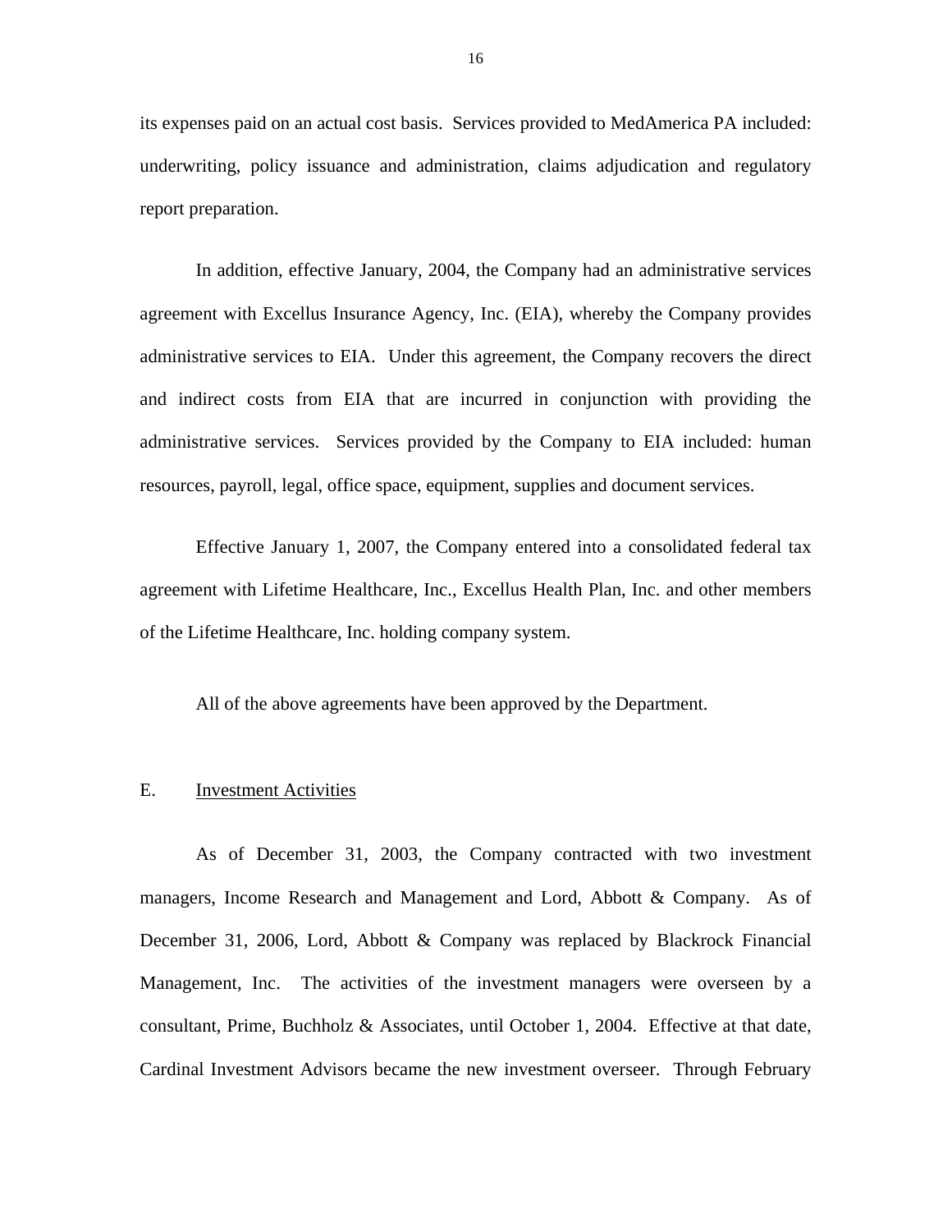its expenses paid on an actual cost basis. Services provided to MedAmerica PA included: underwriting, policy issuance and administration, claims adjudication and regulatory report preparation.

In addition, effective January, 2004, the Company had an administrative services agreement with Excellus Insurance Agency, Inc. (EIA), whereby the Company provides administrative services to EIA. Under this agreement, the Company recovers the direct and indirect costs from EIA that are incurred in conjunction with providing the administrative services. Services provided by the Company to EIA included: human resources, payroll, legal, office space, equipment, supplies and document services.

Effective January 1, 2007, the Company entered into a consolidated federal tax agreement with Lifetime Healthcare, Inc., Excellus Health Plan, Inc. and other members of the Lifetime Healthcare, Inc. holding company system.

All of the above agreements have been approved by the Department.

## E. Investment Activities

As of December 31, 2003, the Company contracted with two investment managers, Income Research and Management and Lord, Abbott & Company. As of December 31, 2006, Lord, Abbott & Company was replaced by Blackrock Financial Management, Inc. The activities of the investment managers were overseen by a consultant, Prime, Buchholz & Associates, until October 1, 2004. Effective at that date, Cardinal Investment Advisors became the new investment overseer. Through February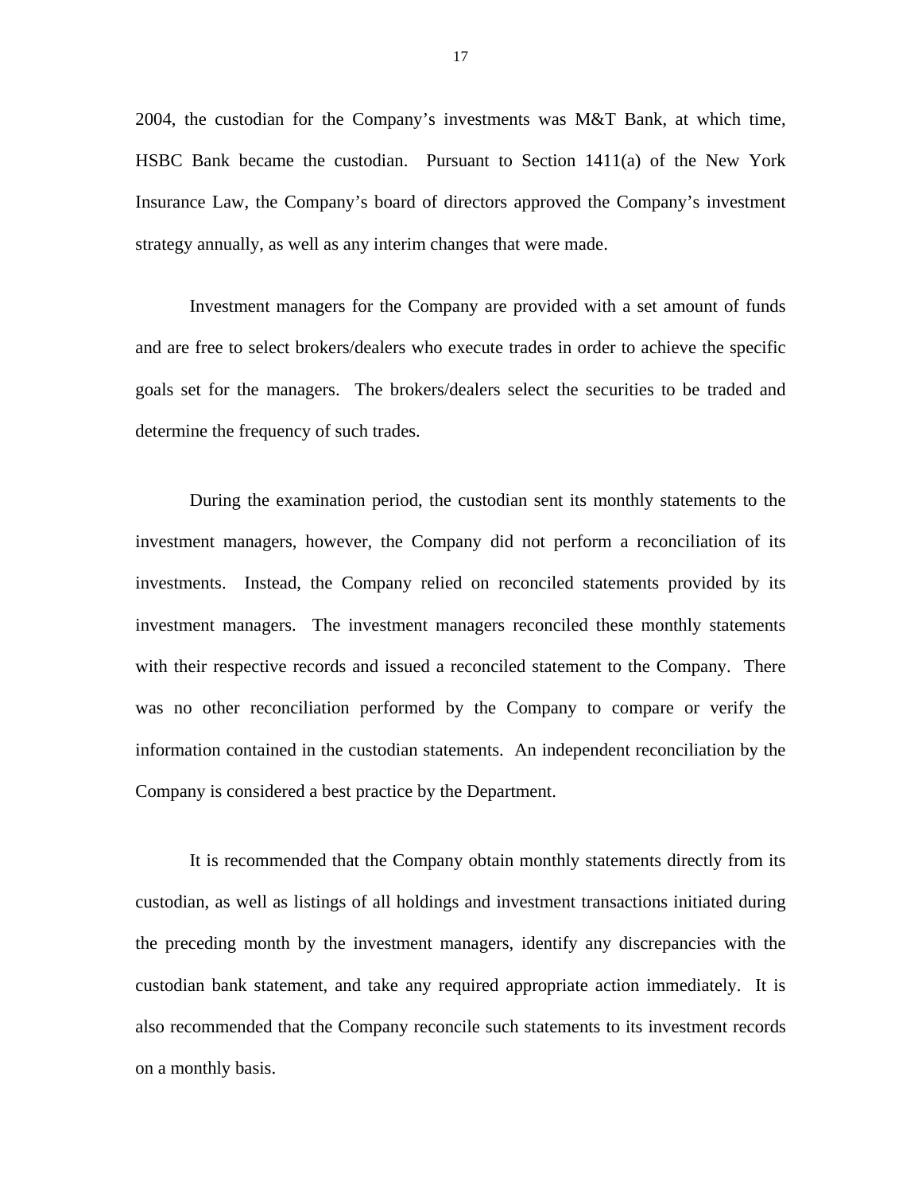2004, the custodian for the Company's investments was M&T Bank, at which time, HSBC Bank became the custodian. Pursuant to Section 1411(a) of the New York Insurance Law, the Company's board of directors approved the Company's investment strategy annually, as well as any interim changes that were made.

Investment managers for the Company are provided with a set amount of funds and are free to select brokers/dealers who execute trades in order to achieve the specific goals set for the managers. The brokers/dealers select the securities to be traded and determine the frequency of such trades.

During the examination period, the custodian sent its monthly statements to the investment managers, however, the Company did not perform a reconciliation of its investments. Instead, the Company relied on reconciled statements provided by its investment managers. The investment managers reconciled these monthly statements with their respective records and issued a reconciled statement to the Company. There was no other reconciliation performed by the Company to compare or verify the information contained in the custodian statements. An independent reconciliation by the Company is considered a best practice by the Department.

It is recommended that the Company obtain monthly statements directly from its custodian, as well as listings of all holdings and investment transactions initiated during the preceding month by the investment managers, identify any discrepancies with the custodian bank statement, and take any required appropriate action immediately. It is also recommended that the Company reconcile such statements to its investment records on a monthly basis.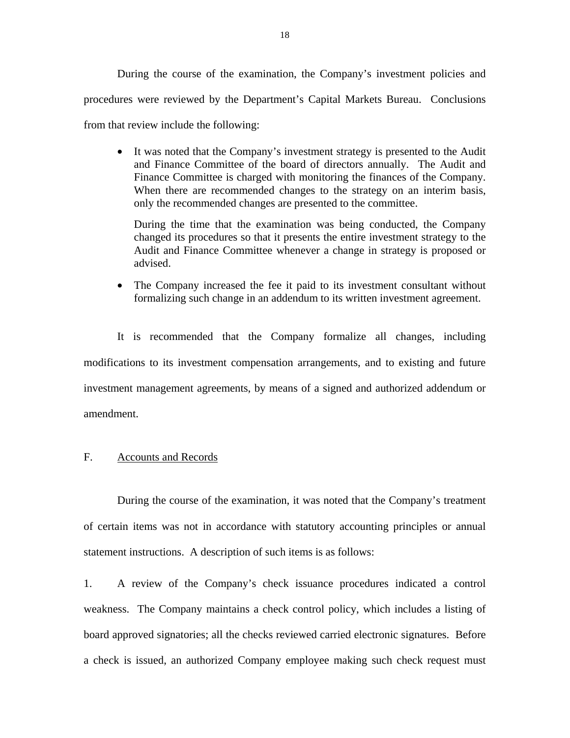During the course of the examination, the Company's investment policies and procedures were reviewed by the Department's Capital Markets Bureau. Conclusions from that review include the following:

- It was noted that the Company's investment strategy is presented to the Audit and Finance Committee of the board of directors annually. The Audit and Finance Committee is charged with monitoring the finances of the Company. When there are recommended changes to the strategy on an interim basis, only the recommended changes are presented to the committee.

  During the time that the examination was being conducted, the Company changed its procedures so that it presents the entire investment strategy to the Audit and Finance Committee whenever a change in strategy is proposed or advised.

- The Company increased the fee it paid to its investment consultant without formalizing such change in an addendum to its written investment agreement.

It is recommended that the Company formalize all changes, including modifications to its investment compensation arrangements, and to existing and future investment management agreements, by means of a signed and authorized addendum or amendment.

## F. Accounts and Records

During the course of the examination, it was noted that the Company's treatment of certain items was not in accordance with statutory accounting principles or annual statement instructions. A description of such items is as follows:

1. A review of the Company's check issuance procedures indicated a control weakness. The Company maintains a check control policy, which includes a listing of board approved signatories; all the checks reviewed carried electronic signatures. Before a check is issued, an authorized Company employee making such check request must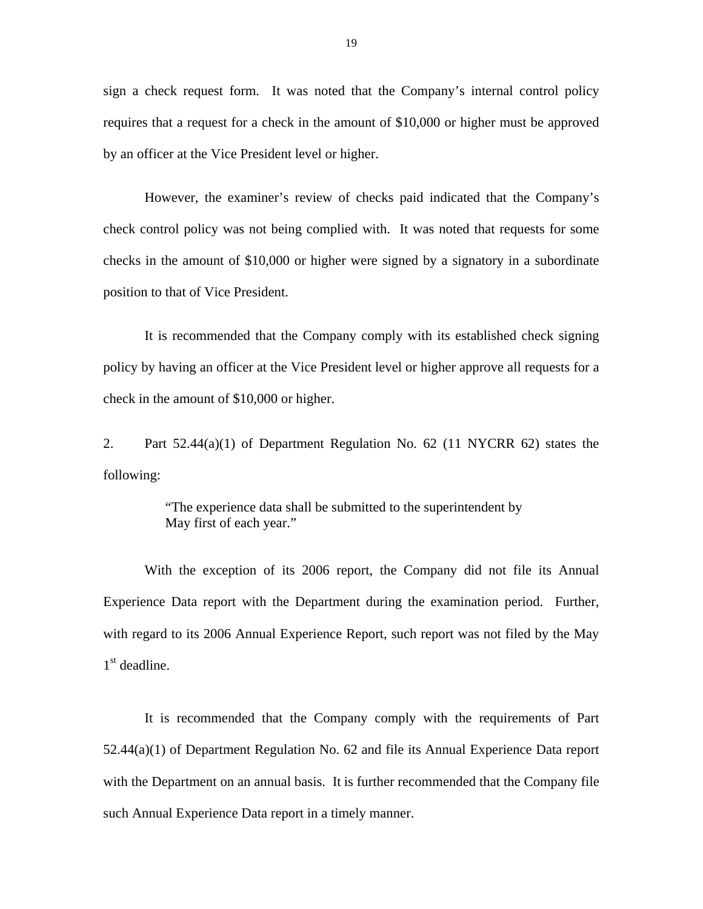sign a check request form. It was noted that the Company's internal control policy requires that a request for a check in the amount of $10,000 or higher must be approved by an officer at the Vice President level or higher.

However, the examiner's review of checks paid indicated that the Company's check control policy was not being complied with. It was noted that requests for some checks in the amount of $10,000 or higher were signed by a signatory in a subordinate position to that of Vice President.

It is recommended that the Company comply with its established check signing policy by having an officer at the Vice President level or higher approve all requests for a check in the amount of $10,000 or higher.

2. Part 52.44(a)(1) of Department Regulation No. 62 (11 NYCRR 62) states the following:

> "The experience data shall be submitted to the superintendent by May first of each year."

With the exception of its 2006 report, the Company did not file its Annual Experience Data report with the Department during the examination period. Further, with regard to its 2006 Annual Experience Report, such report was not filed by the May 1st deadline.

It is recommended that the Company comply with the requirements of Part 52.44(a)(1) of Department Regulation No. 62 and file its Annual Experience Data report with the Department on an annual basis. It is further recommended that the Company file such Annual Experience Data report in a timely manner.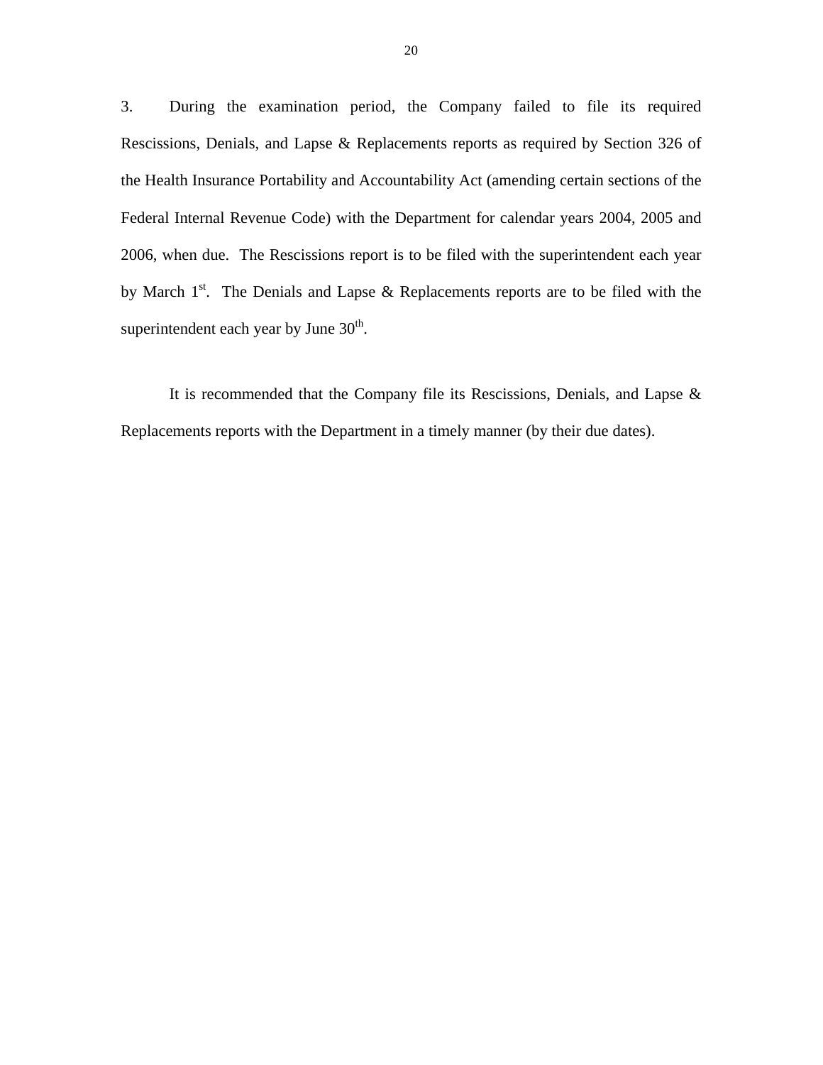3. During the examination period, the Company failed to file its required Rescissions, Denials, and Lapse & Replacements reports as required by Section 326 of the Health Insurance Portability and Accountability Act (amending certain sections of the Federal Internal Revenue Code) with the Department for calendar years 2004, 2005 and 2006, when due. The Rescissions report is to be filed with the superintendent each year by March 1st. The Denials and Lapse & Replacements reports are to be filed with the superintendent each year by June 30th.

It is recommended that the Company file its Rescissions, Denials, and Lapse & Replacements reports with the Department in a timely manner (by their due dates).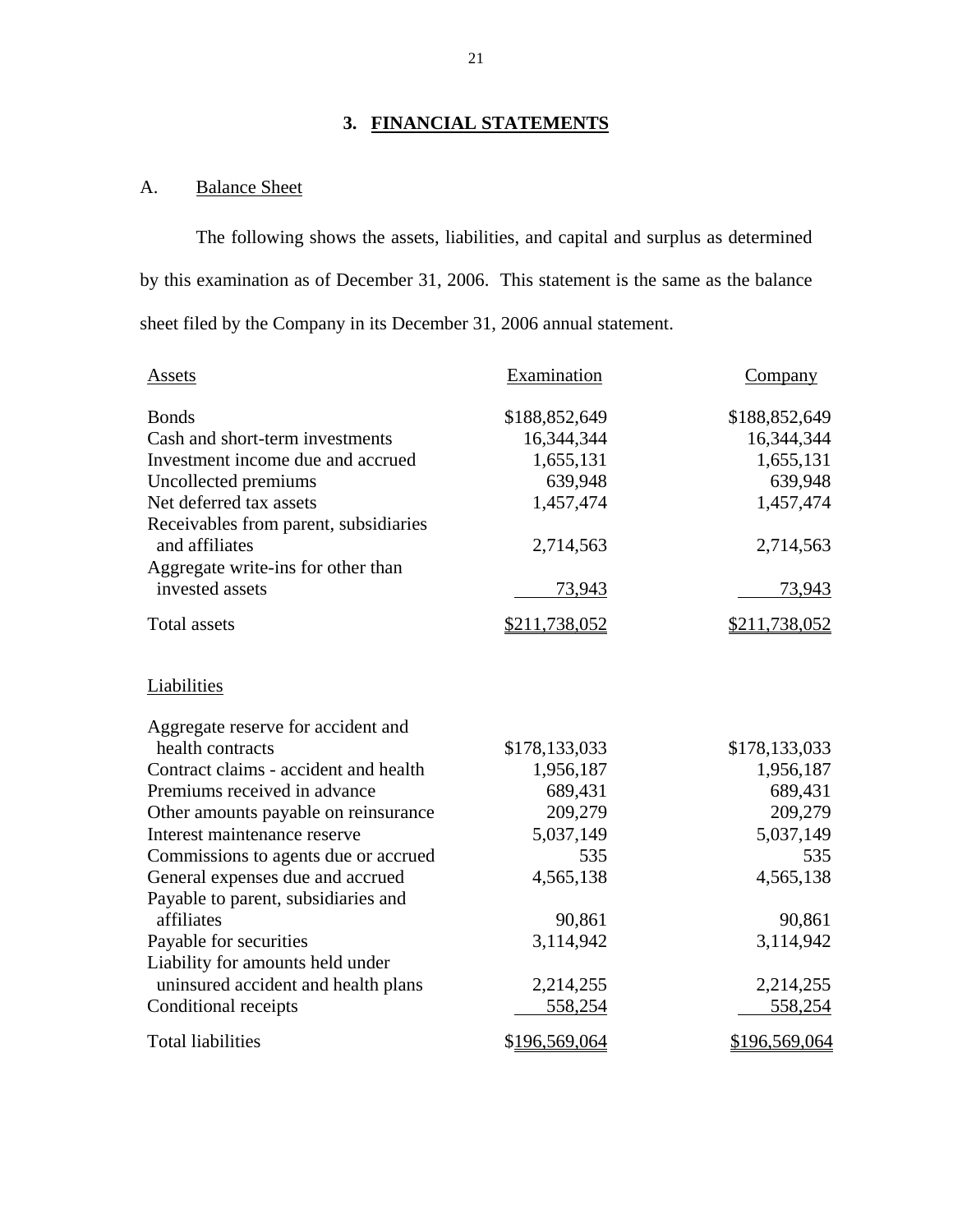# 3. FINANCIAL STATEMENTS

## A. Balance Sheet

The following shows the assets, liabilities, and capital and surplus as determined by this examination as of December 31, 2006. This statement is the same as the balance sheet filed by the Company in its December 31, 2006 annual statement.

| Assets | Examination | Company |
|---|---|---|
| Bonds | $188,852,649 | $188,852,649 |
| Cash and short-term investments | 16,344,344 | 16,344,344 |
| Investment income due and accrued | 1,655,131 | 1,655,131 |
| Uncollected premiums | 639,948 | 639,948 |
| Net deferred tax assets | 1,457,474 | 1,457,474 |
| Receivables from parent, subsidiaries and affiliates | 2,714,563 | 2,714,563 |
| Aggregate write-ins for other than invested assets | 73,943 | 73,943 |
| Total assets | $211,738,052 | $211,738,052 |

| Liabilities | Examination | Company |
|---|---|---|
| Aggregate reserve for accident and health contracts | $178,133,033 | $178,133,033 |
| Contract claims - accident and health | 1,956,187 | 1,956,187 |
| Premiums received in advance | 689,431 | 689,431 |
| Other amounts payable on reinsurance | 209,279 | 209,279 |
| Interest maintenance reserve | 5,037,149 | 5,037,149 |
| Commissions to agents due or accrued | 535 | 535 |
| General expenses due and accrued | 4,565,138 | 4,565,138 |
| Payable to parent, subsidiaries and affiliates | 90,861 | 90,861 |
| Payable for securities | 3,114,942 | 3,114,942 |
| Liability for amounts held under uninsured accident and health plans | 2,214,255 | 2,214,255 |
| Conditional receipts | 558,254 | 558,254 |
| Total liabilities | $196,569,064 | $196,569,064 |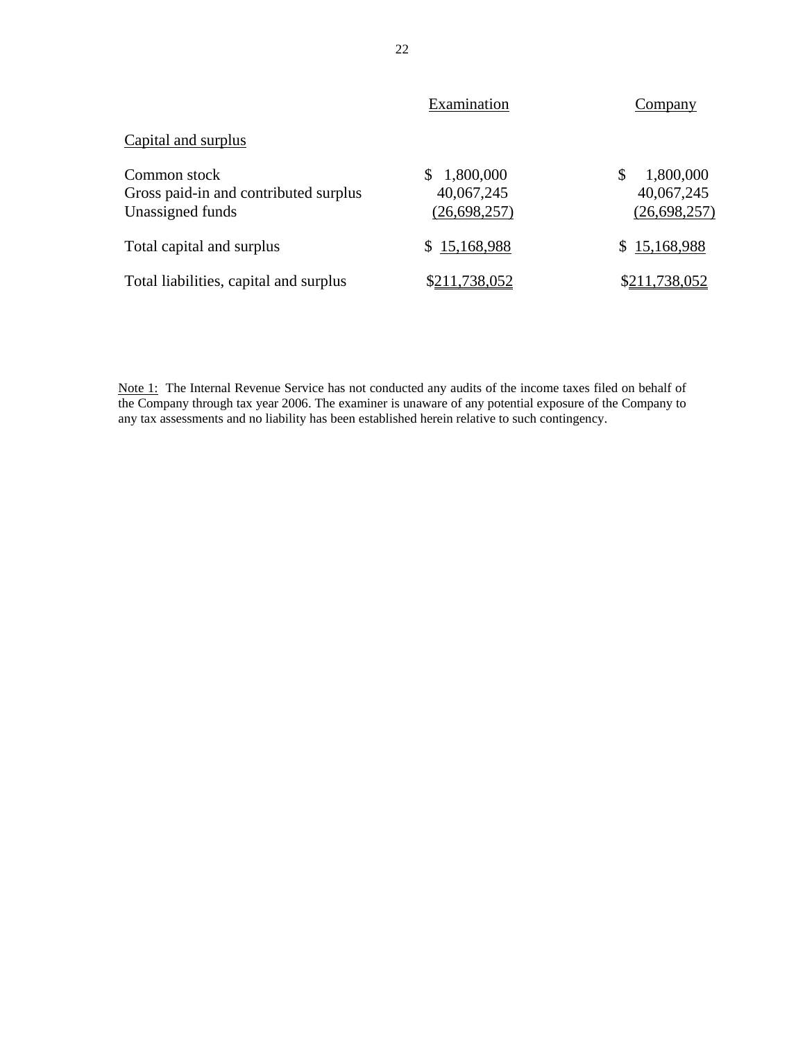| | Examination | Company |
|---|---|---|
| Capital and surplus | | |
| Common stock | $ 1,800,000 | $ 1,800,000 |
| Gross paid-in and contributed surplus | 40,067,245 | 40,067,245 |
| Unassigned funds | (26,698,257) | (26,698,257) |
| Total capital and surplus | $ 15,168,988 | $ 15,168,988 |
| Total liabilities, capital and surplus | $211,738,052 | $211,738,052 |

Note 1: The Internal Revenue Service has not conducted any audits of the income taxes filed on behalf of the Company through tax year 2006. The examiner is unaware of any potential exposure of the Company to any tax assessments and no liability has been established herein relative to such contingency.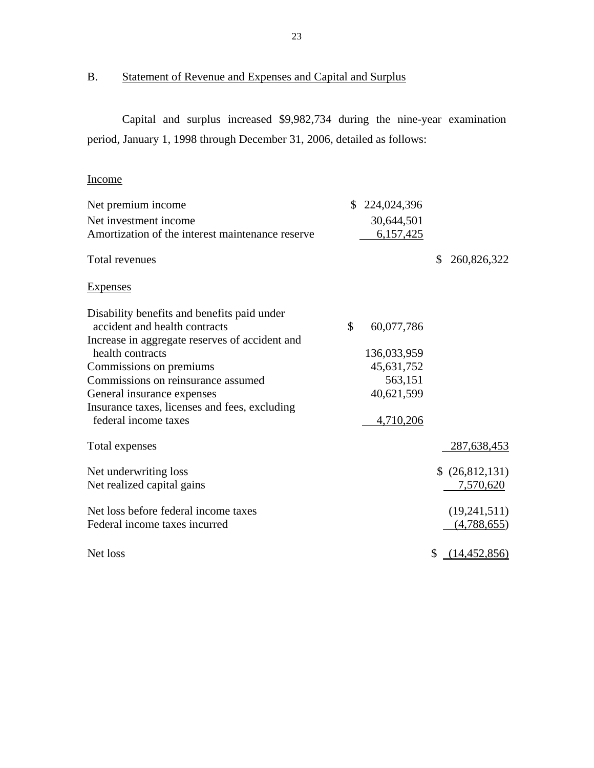## B. Statement of Revenue and Expenses and Capital and Surplus

Capital and surplus increased $9,982,734 during the nine-year examination period, January 1, 1998 through December 31, 2006, detailed as follows:

| | | |
|---|---|---|
| Income | | |
| Net premium income | $ 224,024,396 | |
| Net investment income | 30,644,501 | |
| Amortization of the interest maintenance reserve | 6,157,425 | |
| Total revenues | | $ 260,826,322 |
| Expenses | | |
| Disability benefits and benefits paid under accident and health contracts | $ 60,077,786 | |
| Increase in aggregate reserves of accident and health contracts | 136,033,959 | |
| Commissions on premiums | 45,631,752 | |
| Commissions on reinsurance assumed | 563,151 | |
| General insurance expenses | 40,621,599 | |
| Insurance taxes, licenses and fees, excluding federal income taxes | 4,710,206 | |
| Total expenses | | 287,638,453 |
| Net underwriting loss | | $ (26,812,131) |
| Net realized capital gains | | 7,570,620 |
| Net loss before federal income taxes | | (19,241,511) |
| Federal income taxes incurred | | (4,788,655) |
| Net loss | | $ (14,452,856) |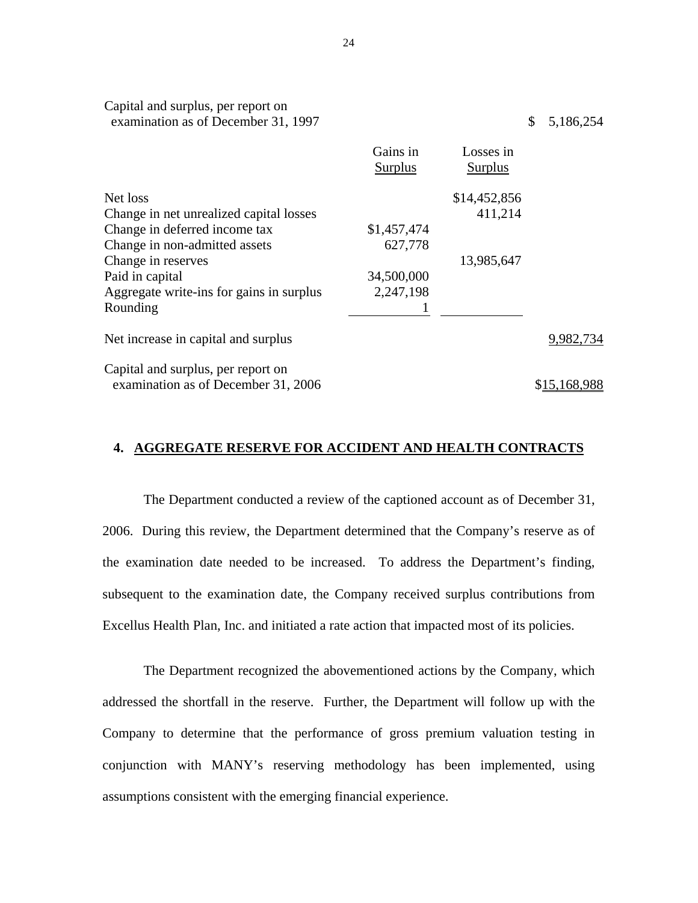| | Gains in Surplus | Losses in Surplus | |
|---|---|---|---|
| Capital and surplus, per report on examination as of December 31, 1997 | | | $ 5,186,254 |
| Net loss | | $14,452,856 | |
| Change in net unrealized capital losses | | 411,214 | |
| Change in deferred income tax | $1,457,474 | | |
| Change in non-admitted assets | 627,778 | | |
| Change in reserves | | 13,985,647 | |
| Paid in capital | 34,500,000 | | |
| Aggregate write-ins for gains in surplus | 2,247,198 | | |
| Rounding | 1 | | |
| Net increase in capital and surplus | | | 9,982,734 |
| Capital and surplus, per report on examination as of December 31, 2006 | | | $15,168,988 |

## 4. AGGREGATE RESERVE FOR ACCIDENT AND HEALTH CONTRACTS

The Department conducted a review of the captioned account as of December 31, 2006. During this review, the Department determined that the Company's reserve as of the examination date needed to be increased. To address the Department's finding, subsequent to the examination date, the Company received surplus contributions from Excellus Health Plan, Inc. and initiated a rate action that impacted most of its policies.

The Department recognized the abovementioned actions by the Company, which addressed the shortfall in the reserve. Further, the Department will follow up with the Company to determine that the performance of gross premium valuation testing in conjunction with MANY's reserving methodology has been implemented, using assumptions consistent with the emerging financial experience.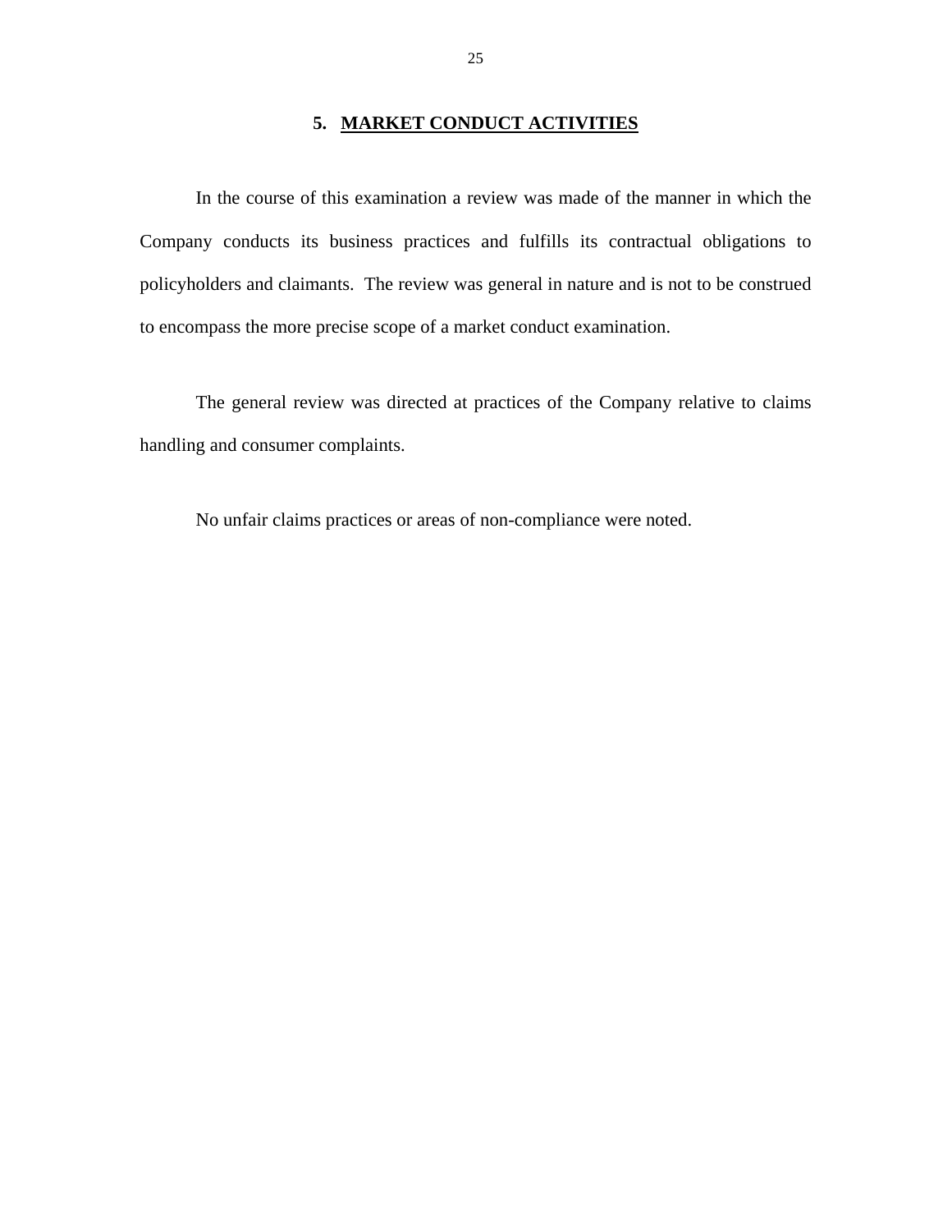## 5. MARKET CONDUCT ACTIVITIES

In the course of this examination a review was made of the manner in which the Company conducts its business practices and fulfills its contractual obligations to policyholders and claimants. The review was general in nature and is not to be construed to encompass the more precise scope of a market conduct examination.

The general review was directed at practices of the Company relative to claims handling and consumer complaints.

No unfair claims practices or areas of non-compliance were noted.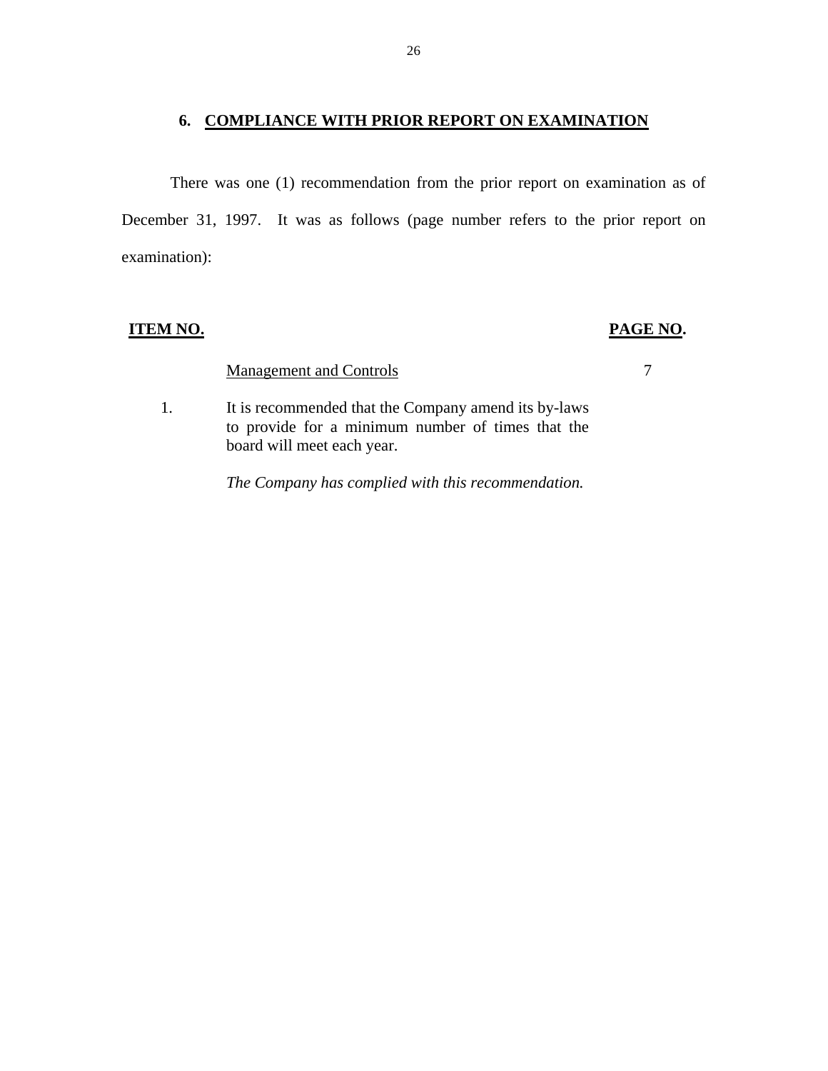## 6. COMPLIANCE WITH PRIOR REPORT ON EXAMINATION

There was one (1) recommendation from the prior report on examination as of December 31, 1997. It was as follows (page number refers to the prior report on examination):

| ITEM NO. | | PAGE NO. |
|---|---|---|
| | Management and Controls | 7 |
| 1. | It is recommended that the Company amend its by-laws to provide for a minimum number of times that the board will meet each year. | |
| | *The Company has complied with this recommendation.* | |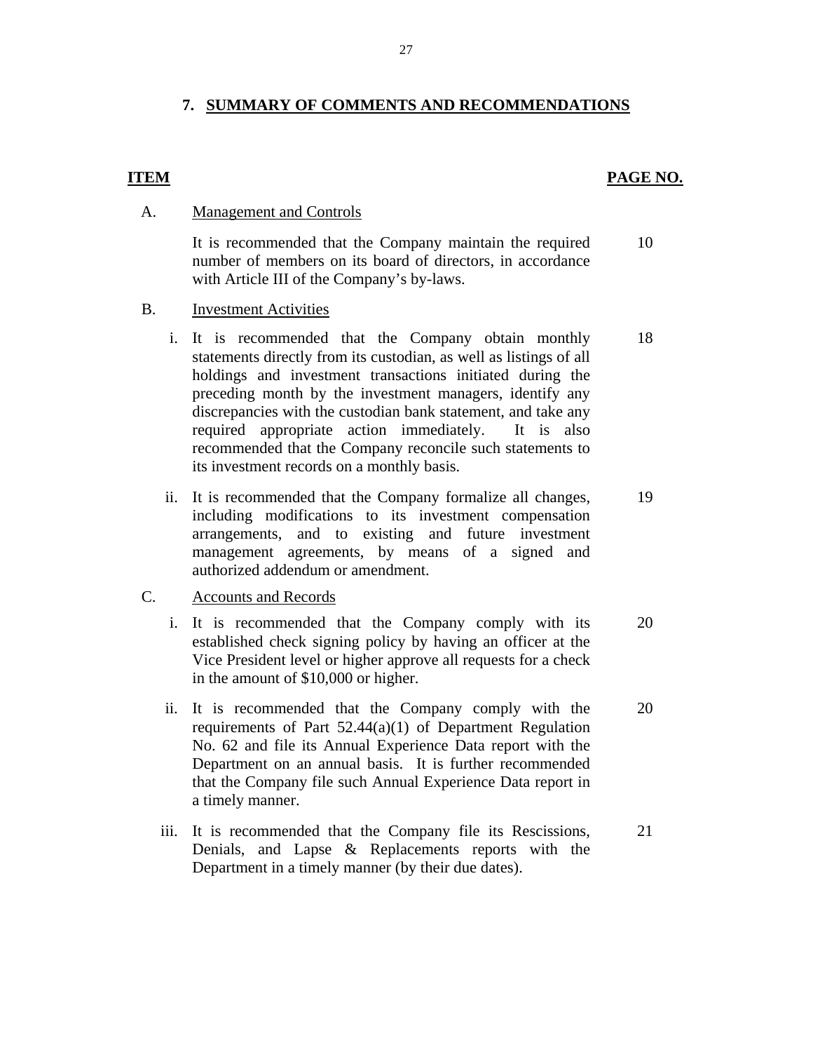## 7. SUMMARY OF COMMENTS AND RECOMMENDATIONS

| ITEM | | PAGE NO. |
|---|---|---|
| A. | Management and Controls | |
| | It is recommended that the Company maintain the required number of members on its board of directors, in accordance with Article III of the Company's by-laws. | 10 |
| B. | Investment Activities | |
| i. | It is recommended that the Company obtain monthly statements directly from its custodian, as well as listings of all holdings and investment transactions initiated during the preceding month by the investment managers, identify any discrepancies with the custodian bank statement, and take any required appropriate action immediately. It is also recommended that the Company reconcile such statements to its investment records on a monthly basis. | 18 |
| ii. | It is recommended that the Company formalize all changes, including modifications to its investment compensation arrangements, and to existing and future investment management agreements, by means of a signed and authorized addendum or amendment. | 19 |
| C. | Accounts and Records | |
| i. | It is recommended that the Company comply with its established check signing policy by having an officer at the Vice President level or higher approve all requests for a check in the amount of $10,000 or higher. | 20 |
| ii. | It is recommended that the Company comply with the requirements of Part 52.44(a)(1) of Department Regulation No. 62 and file its Annual Experience Data report with the Department on an annual basis. It is further recommended that the Company file such Annual Experience Data report in a timely manner. | 20 |
| iii. | It is recommended that the Company file its Rescissions, Denials, and Lapse & Replacements reports with the Department in a timely manner (by their due dates). | 21 |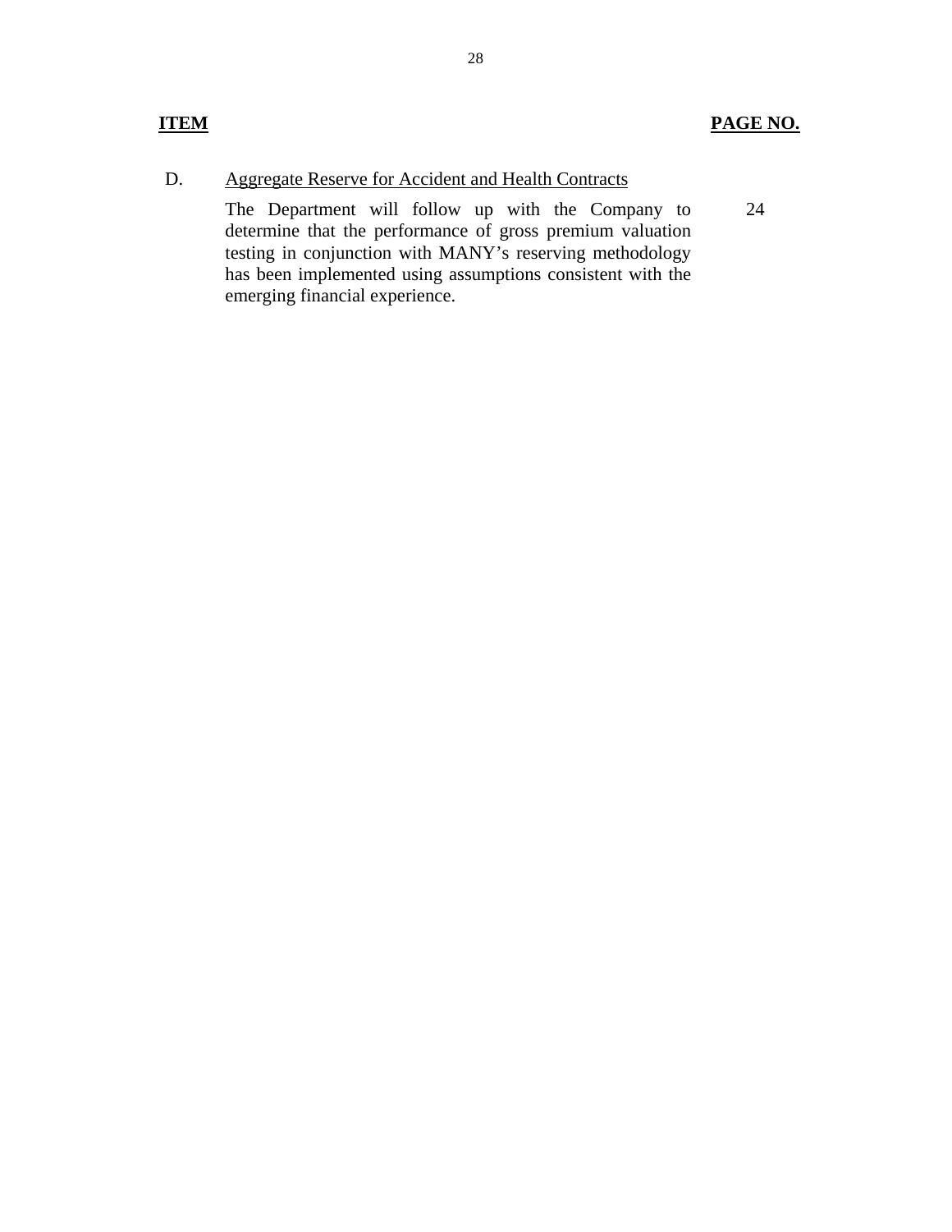| **ITEM** | | **PAGE NO.** |
|---|---|---|
| D. | Aggregate Reserve for Accident and Health Contracts | |
| | The Department will follow up with the Company to determine that the performance of gross premium valuation testing in conjunction with MANY's reserving methodology has been implemented using assumptions consistent with the emerging financial experience. | 24 |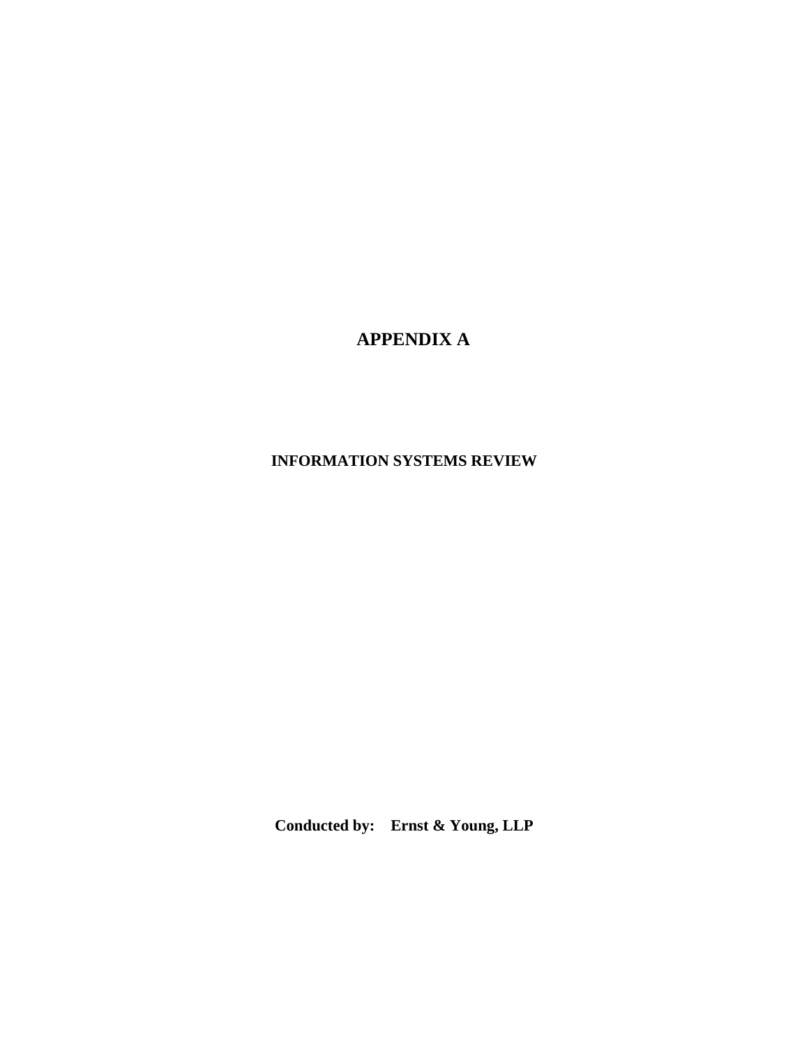# APPENDIX A

## INFORMATION SYSTEMS REVIEW

**Conducted by: Ernst & Young, LLP**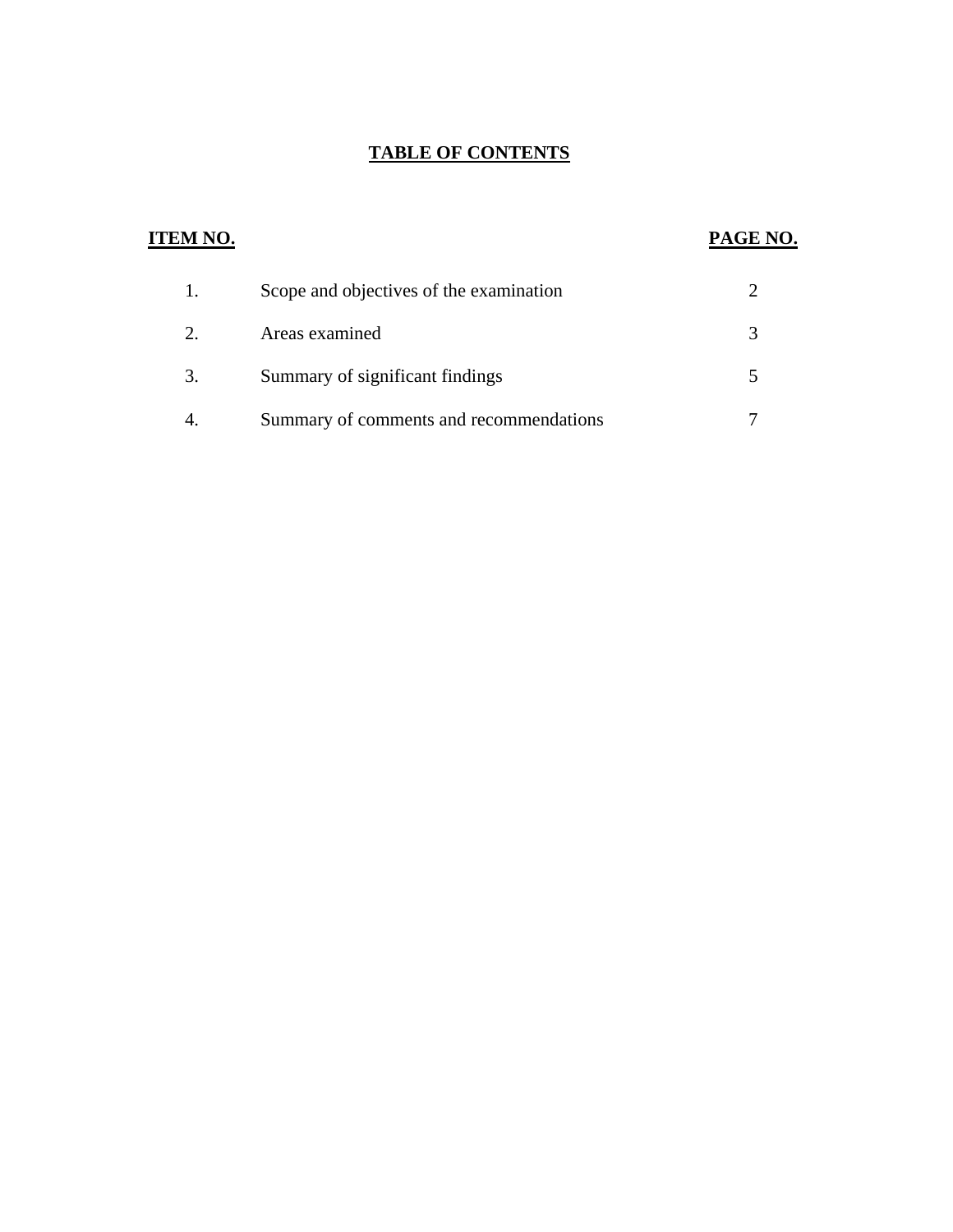# TABLE OF CONTENTS

| ITEM NO. | | PAGE NO. |
|---|---|---|
| 1. | Scope and objectives of the examination | 2 |
| 2. | Areas examined | 3 |
| 3. | Summary of significant findings | 5 |
| 4. | Summary of comments and recommendations | 7 |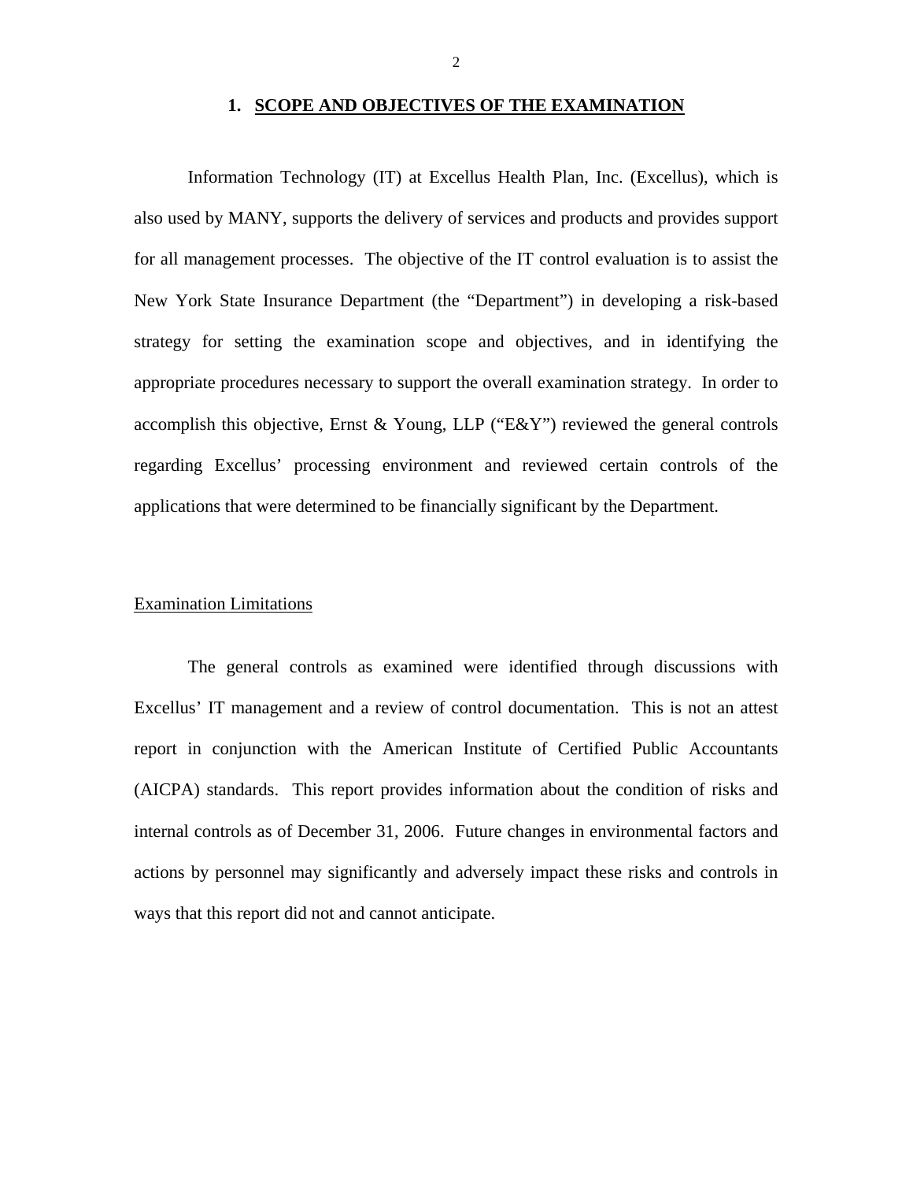# 1. SCOPE AND OBJECTIVES OF THE EXAMINATION

Information Technology (IT) at Excellus Health Plan, Inc. (Excellus), which is also used by MANY, supports the delivery of services and products and provides support for all management processes. The objective of the IT control evaluation is to assist the New York State Insurance Department (the "Department") in developing a risk-based strategy for setting the examination scope and objectives, and in identifying the appropriate procedures necessary to support the overall examination strategy. In order to accomplish this objective, Ernst & Young, LLP ("E&Y") reviewed the general controls regarding Excellus' processing environment and reviewed certain controls of the applications that were determined to be financially significant by the Department.

## Examination Limitations

The general controls as examined were identified through discussions with Excellus' IT management and a review of control documentation. This is not an attest report in conjunction with the American Institute of Certified Public Accountants (AICPA) standards. This report provides information about the condition of risks and internal controls as of December 31, 2006. Future changes in environmental factors and actions by personnel may significantly and adversely impact these risks and controls in ways that this report did not and cannot anticipate.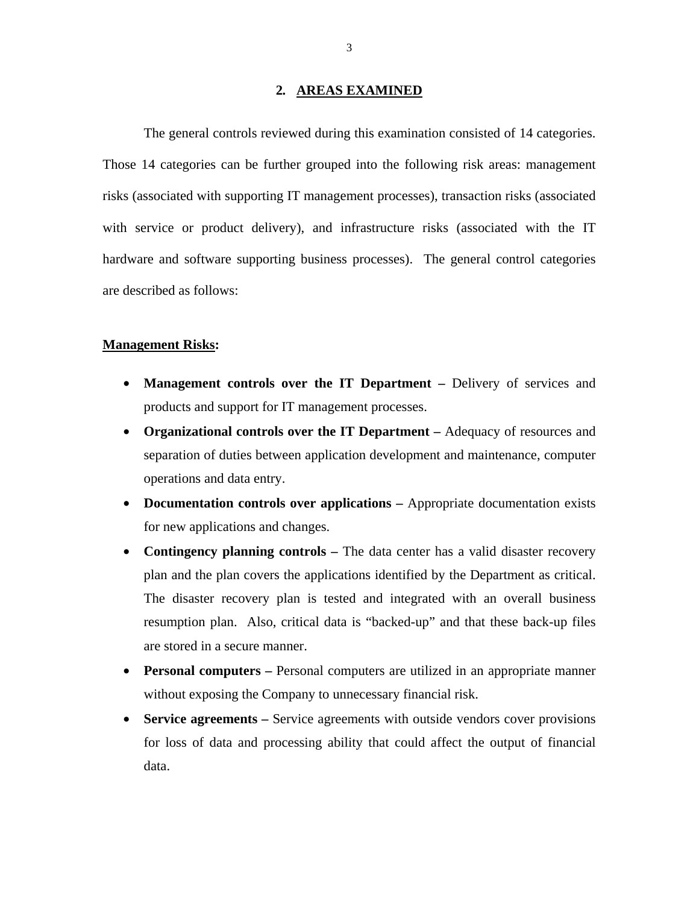## 2. AREAS EXAMINED

The general controls reviewed during this examination consisted of 14 categories. Those 14 categories can be further grouped into the following risk areas: management risks (associated with supporting IT management processes), transaction risks (associated with service or product delivery), and infrastructure risks (associated with the IT hardware and software supporting business processes). The general control categories are described as follows:

**Management Risks:**

- **Management controls over the IT Department –** Delivery of services and products and support for IT management processes.
- **Organizational controls over the IT Department –** Adequacy of resources and separation of duties between application development and maintenance, computer operations and data entry.
- **Documentation controls over applications –** Appropriate documentation exists for new applications and changes.
- **Contingency planning controls –** The data center has a valid disaster recovery plan and the plan covers the applications identified by the Department as critical. The disaster recovery plan is tested and integrated with an overall business resumption plan. Also, critical data is "backed-up" and that these back-up files are stored in a secure manner.
- **Personal computers –** Personal computers are utilized in an appropriate manner without exposing the Company to unnecessary financial risk.
- **Service agreements –** Service agreements with outside vendors cover provisions for loss of data and processing ability that could affect the output of financial data.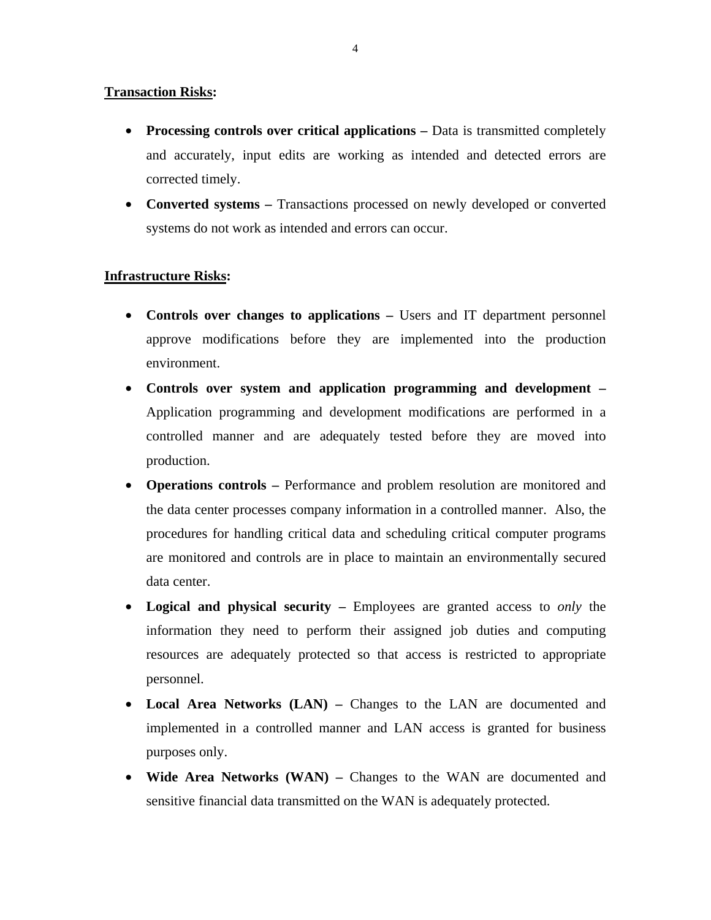**Transaction Risks:**

- **Processing controls over critical applications –** Data is transmitted completely and accurately, input edits are working as intended and detected errors are corrected timely.
- **Converted systems –** Transactions processed on newly developed or converted systems do not work as intended and errors can occur.

**Infrastructure Risks:**

- **Controls over changes to applications –** Users and IT department personnel approve modifications before they are implemented into the production environment.
- **Controls over system and application programming and development –** Application programming and development modifications are performed in a controlled manner and are adequately tested before they are moved into production.
- **Operations controls –** Performance and problem resolution are monitored and the data center processes company information in a controlled manner. Also, the procedures for handling critical data and scheduling critical computer programs are monitored and controls are in place to maintain an environmentally secured data center.
- **Logical and physical security –** Employees are granted access to *only* the information they need to perform their assigned job duties and computing resources are adequately protected so that access is restricted to appropriate personnel.
- **Local Area Networks (LAN) –** Changes to the LAN are documented and implemented in a controlled manner and LAN access is granted for business purposes only.
- **Wide Area Networks (WAN) –** Changes to the WAN are documented and sensitive financial data transmitted on the WAN is adequately protected.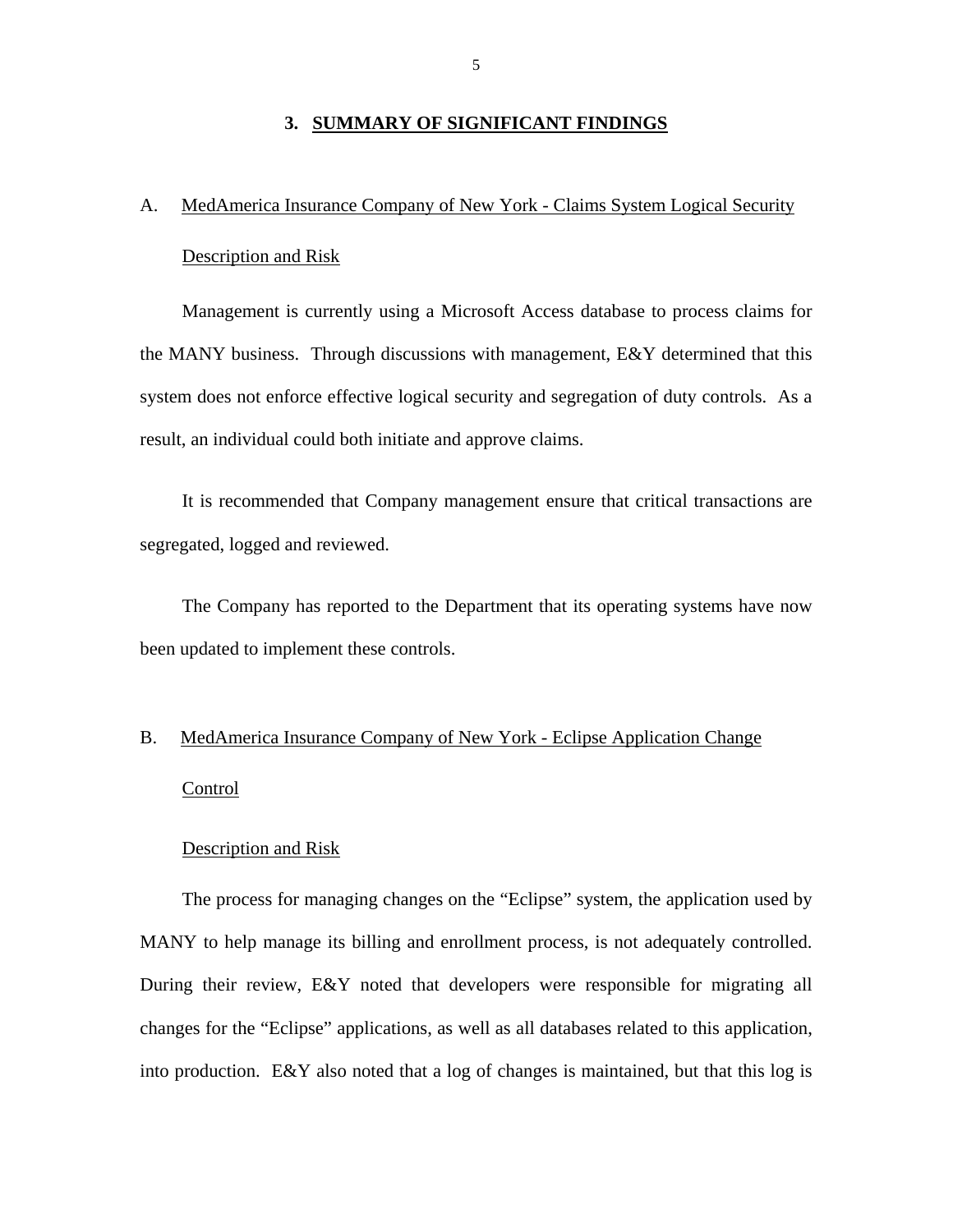## 3. SUMMARY OF SIGNIFICANT FINDINGS

A. MedAmerica Insurance Company of New York - Claims System Logical Security

Description and Risk

Management is currently using a Microsoft Access database to process claims for the MANY business. Through discussions with management, E&Y determined that this system does not enforce effective logical security and segregation of duty controls. As a result, an individual could both initiate and approve claims.

It is recommended that Company management ensure that critical transactions are segregated, logged and reviewed.

The Company has reported to the Department that its operating systems have now been updated to implement these controls.

B. MedAmerica Insurance Company of New York - Eclipse Application Change Control

Description and Risk

The process for managing changes on the "Eclipse" system, the application used by MANY to help manage its billing and enrollment process, is not adequately controlled. During their review, E&Y noted that developers were responsible for migrating all changes for the "Eclipse" applications, as well as all databases related to this application, into production. E&Y also noted that a log of changes is maintained, but that this log is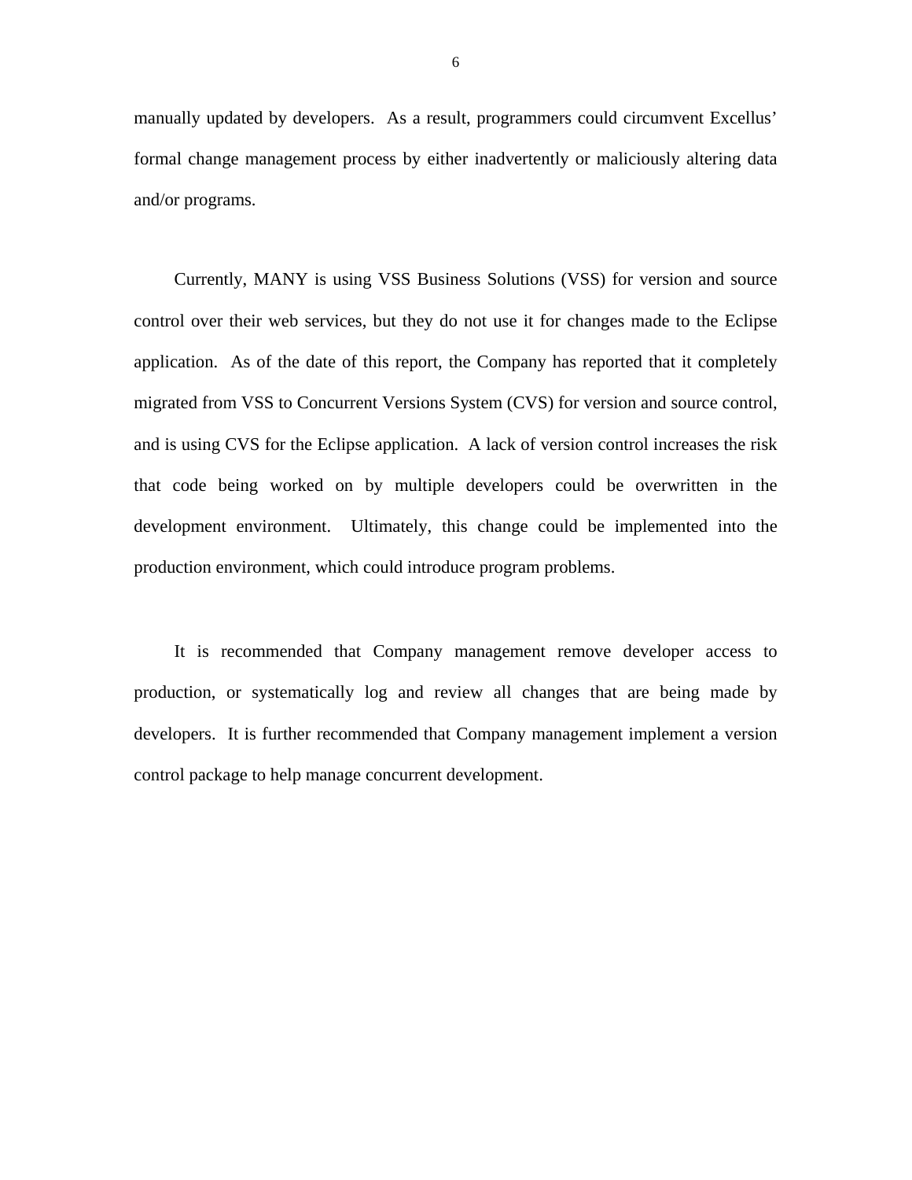manually updated by developers. As a result, programmers could circumvent Excellus' formal change management process by either inadvertently or maliciously altering data and/or programs.

Currently, MANY is using VSS Business Solutions (VSS) for version and source control over their web services, but they do not use it for changes made to the Eclipse application. As of the date of this report, the Company has reported that it completely migrated from VSS to Concurrent Versions System (CVS) for version and source control, and is using CVS for the Eclipse application. A lack of version control increases the risk that code being worked on by multiple developers could be overwritten in the development environment. Ultimately, this change could be implemented into the production environment, which could introduce program problems.

It is recommended that Company management remove developer access to production, or systematically log and review all changes that are being made by developers. It is further recommended that Company management implement a version control package to help manage concurrent development.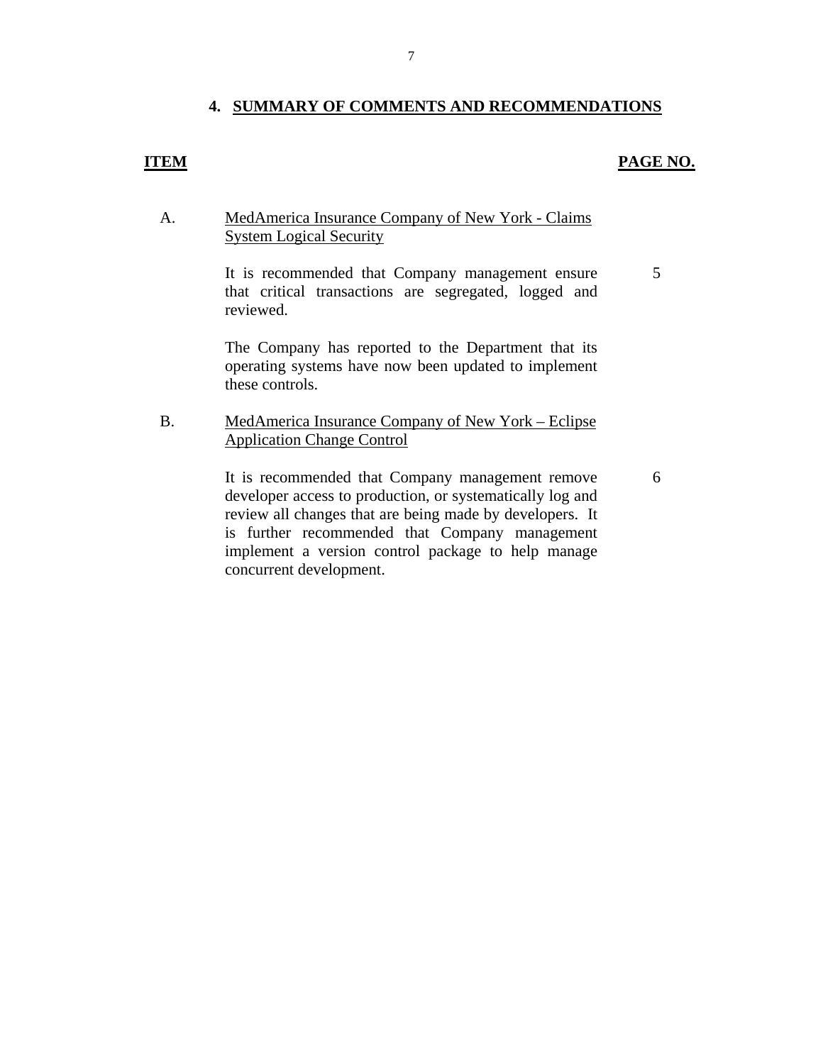## 4. SUMMARY OF COMMENTS AND RECOMMENDATIONS

| ITEM | | PAGE NO. |
|---|---|---|
| A. | MedAmerica Insurance Company of New York - Claims System Logical Security | |
| | It is recommended that Company management ensure that critical transactions are segregated, logged and reviewed. | 5 |
| | The Company has reported to the Department that its operating systems have now been updated to implement these controls. | |
| B. | MedAmerica Insurance Company of New York – Eclipse Application Change Control | |
| | It is recommended that Company management remove developer access to production, or systematically log and review all changes that are being made by developers. It is further recommended that Company management implement a version control package to help manage concurrent development. | 6 |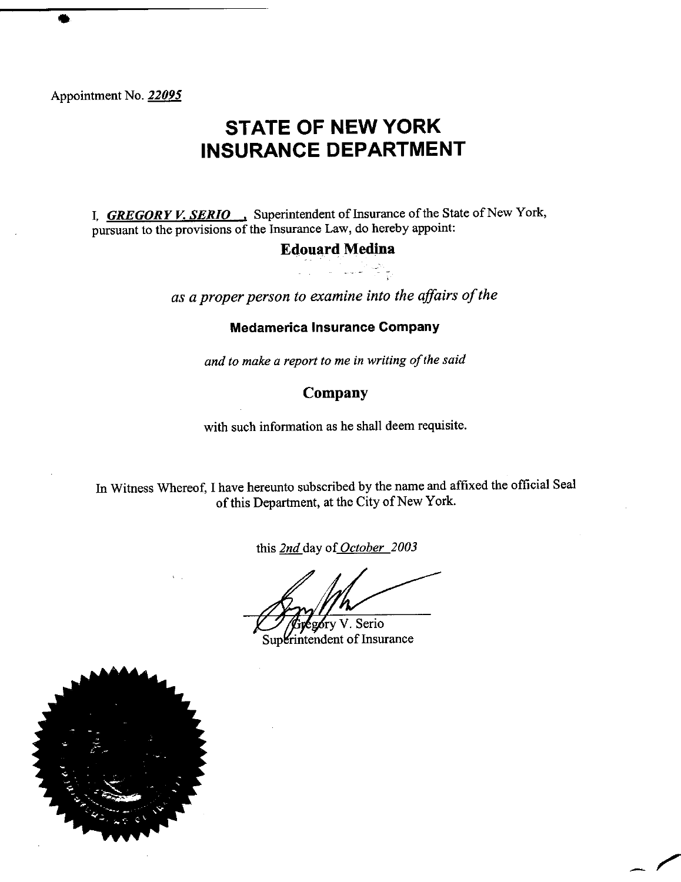Appointment No. 22095

# STATE OF NEW YORK
# INSURANCE DEPARTMENT

I, ***GREGORY V. SERIO***, Superintendent of Insurance of the State of New York, pursuant to the provisions of the Insurance Law, do hereby appoint:

**Edouard Medina**

*as a proper person to examine into the affairs of the*

**Medamerica Insurance Company**

*and to make a report to me in writing of the said*

**Company**

with such information as he shall deem requisite.

In Witness Whereof, I have hereunto subscribed by the name and affixed the official Seal of this Department, at the City of New York.

this *2nd* day of *October 2003*

Gregory V. Serio
Superintendent of Insurance